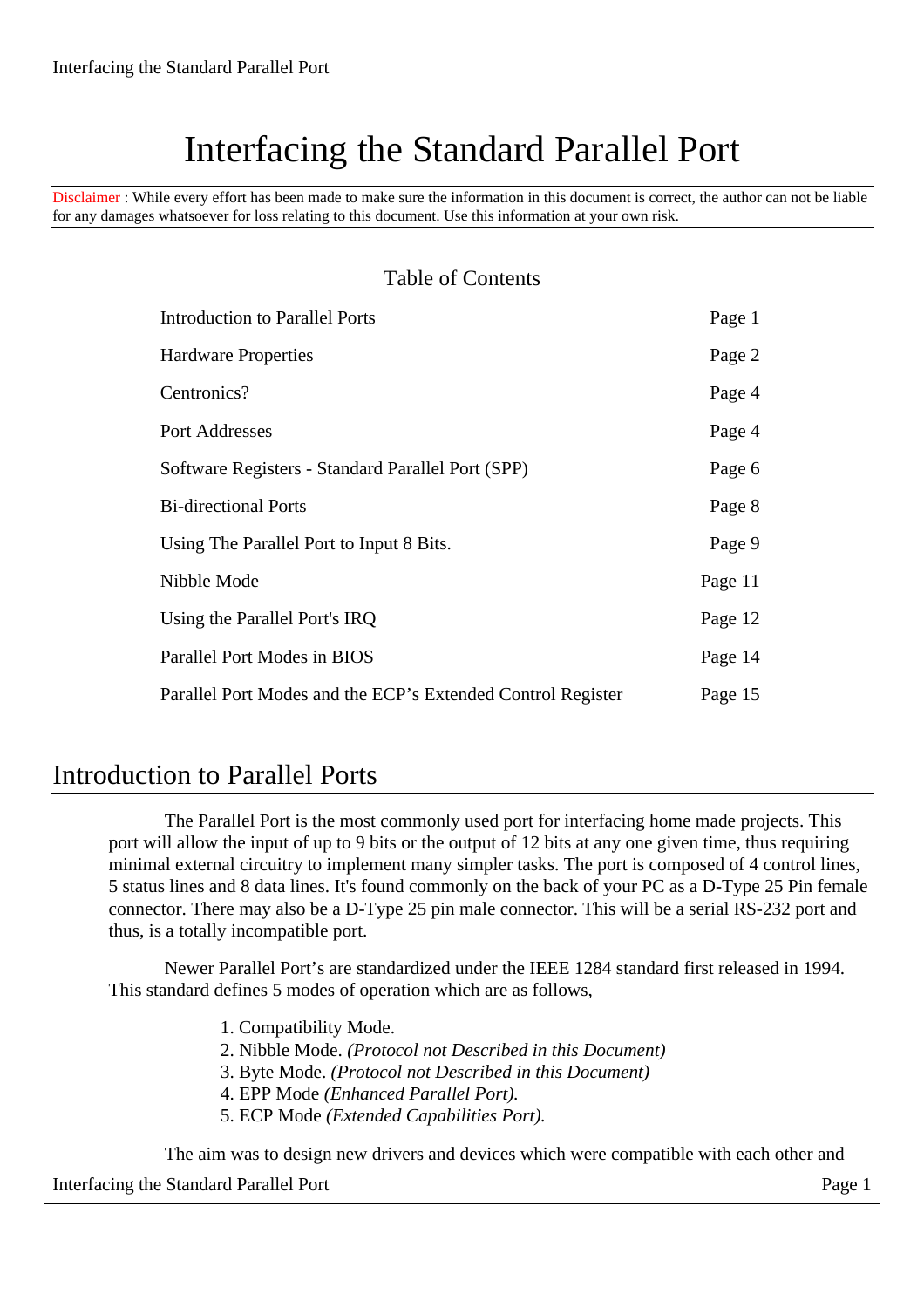# Interfacing the Standard Parallel Port

Disclaimer : While every effort has been made to make sure the information in this document is correct, the author can not be liable for any damages whatsoever for loss relating to this document. Use this information at your own risk.

## Table of Contents

| | |
|---|---|
| Introduction to Parallel Ports | Page 1 |
| Hardware Properties | Page 2 |
| Centronics? | Page 4 |
| Port Addresses | Page 4 |
| Software Registers - Standard Parallel Port (SPP) | Page 6 |
| Bi-directional Ports | Page 8 |
| Using The Parallel Port to Input 8 Bits. | Page 9 |
| Nibble Mode | Page 11 |
| Using the Parallel Port's IRQ | Page 12 |
| Parallel Port Modes in BIOS | Page 14 |
| Parallel Port Modes and the ECP's Extended Control Register | Page 15 |

## Introduction to Parallel Ports

The Parallel Port is the most commonly used port for interfacing home made projects. This port will allow the input of up to 9 bits or the output of 12 bits at any one given time, thus requiring minimal external circuitry to implement many simpler tasks. The port is composed of 4 control lines, 5 status lines and 8 data lines. It's found commonly on the back of your PC as a D-Type 25 Pin female connector. There may also be a D-Type 25 pin male connector. This will be a serial RS-232 port and thus, is a totally incompatible port.

Newer Parallel Port's are standardized under the IEEE 1284 standard first released in 1994. This standard defines 5 modes of operation which are as follows,

1. Compatibility Mode.
2. Nibble Mode. *(Protocol not Described in this Document)*
3. Byte Mode. *(Protocol not Described in this Document)*
4. EPP Mode *(Enhanced Parallel Port).*
5. ECP Mode *(Extended Capabilities Port).*

The aim was to design new drivers and devices which were compatible with each other and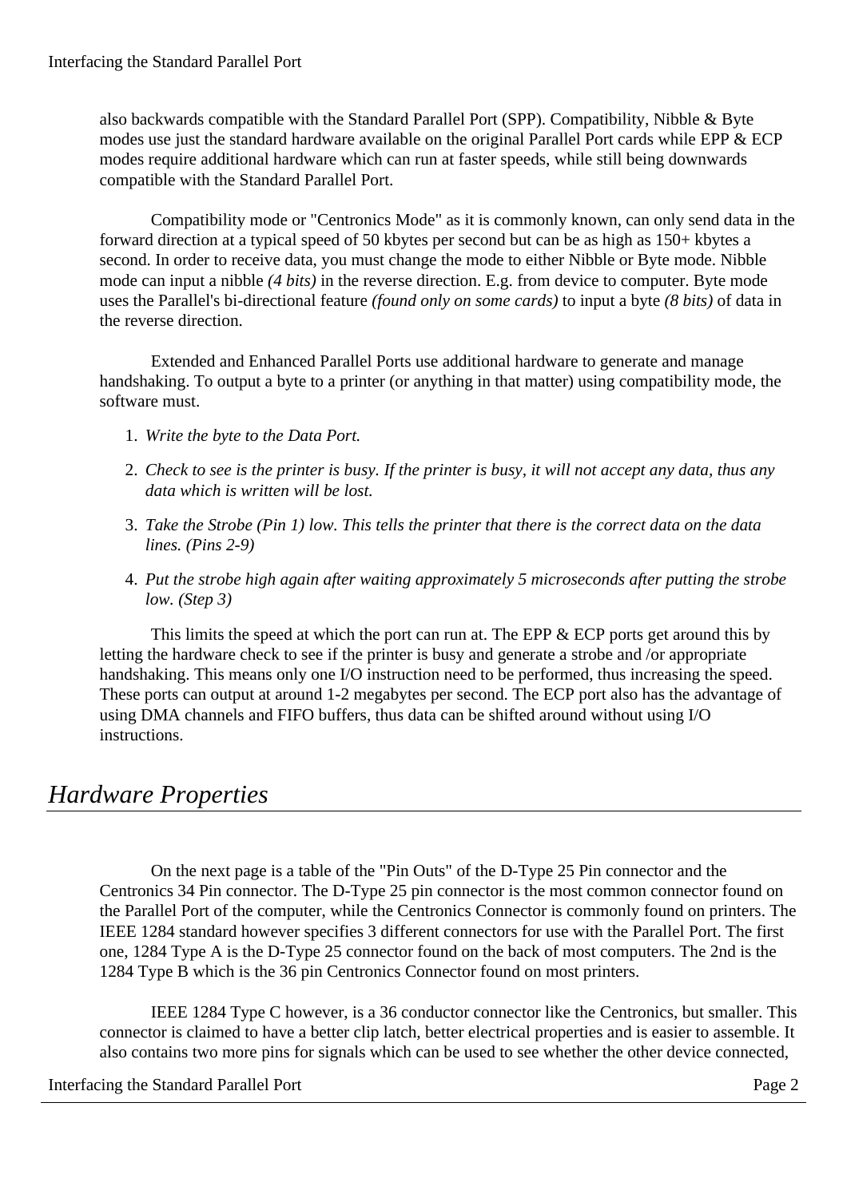also backwards compatible with the Standard Parallel Port (SPP). Compatibility, Nibble & Byte modes use just the standard hardware available on the original Parallel Port cards while EPP & ECP modes require additional hardware which can run at faster speeds, while still being downwards compatible with the Standard Parallel Port.

Compatibility mode or "Centronics Mode" as it is commonly known, can only send data in the forward direction at a typical speed of 50 kbytes per second but can be as high as 150+ kbytes a second. In order to receive data, you must change the mode to either Nibble or Byte mode. Nibble mode can input a nibble *(4 bits)* in the reverse direction. E.g. from device to computer. Byte mode uses the Parallel's bi-directional feature *(found only on some cards)* to input a byte *(8 bits)* of data in the reverse direction.

Extended and Enhanced Parallel Ports use additional hardware to generate and manage handshaking. To output a byte to a printer (or anything in that matter) using compatibility mode, the software must.

1. *Write the byte to the Data Port.*
2. *Check to see is the printer is busy. If the printer is busy, it will not accept any data, thus any data which is written will be lost.*
3. *Take the Strobe (Pin 1) low. This tells the printer that there is the correct data on the data lines. (Pins 2-9)*
4. *Put the strobe high again after waiting approximately 5 microseconds after putting the strobe low. (Step 3)*

This limits the speed at which the port can run at. The EPP & ECP ports get around this by letting the hardware check to see if the printer is busy and generate a strobe and /or appropriate handshaking. This means only one I/O instruction need to be performed, thus increasing the speed. These ports can output at around 1-2 megabytes per second. The ECP port also has the advantage of using DMA channels and FIFO buffers, thus data can be shifted around without using I/O instructions.

# *Hardware Properties*

On the next page is a table of the "Pin Outs" of the D-Type 25 Pin connector and the Centronics 34 Pin connector. The D-Type 25 pin connector is the most common connector found on the Parallel Port of the computer, while the Centronics Connector is commonly found on printers. The IEEE 1284 standard however specifies 3 different connectors for use with the Parallel Port. The first one, 1284 Type A is the D-Type 25 connector found on the back of most computers. The 2nd is the 1284 Type B which is the 36 pin Centronics Connector found on most printers.

IEEE 1284 Type C however, is a 36 conductor connector like the Centronics, but smaller. This connector is claimed to have a better clip latch, better electrical properties and is easier to assemble. It also contains two more pins for signals which can be used to see whether the other device connected,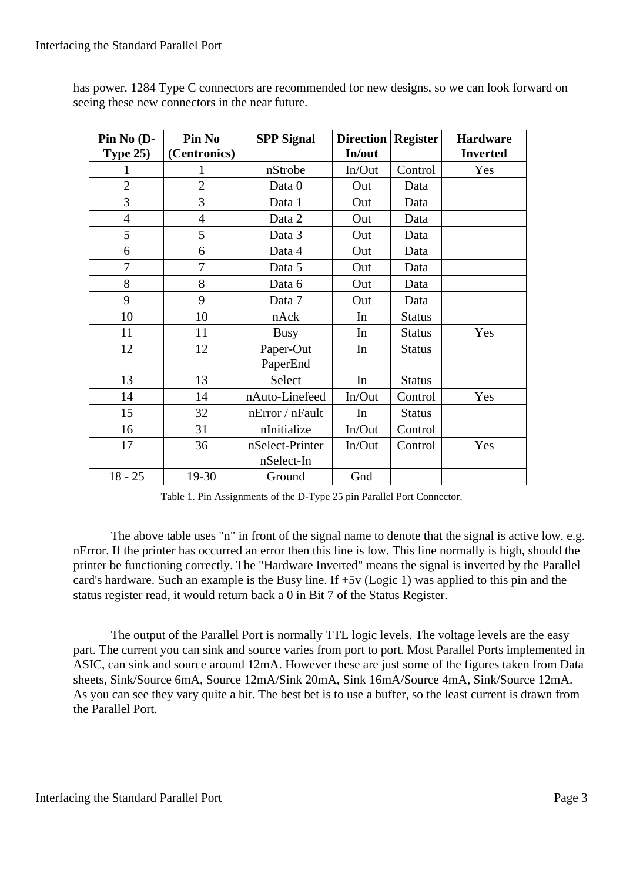has power. 1284 Type C connectors are recommended for new designs, so we can look forward on seeing these new connectors in the near future.

| Pin No (D-Type 25) | Pin No (Centronics) | SPP Signal | Direction In/out | Register | Hardware Inverted |
|---|---|---|---|---|---|
| 1 | 1 | nStrobe | In/Out | Control | Yes |
| 2 | 2 | Data 0 | Out | Data | |
| 3 | 3 | Data 1 | Out | Data | |
| 4 | 4 | Data 2 | Out | Data | |
| 5 | 5 | Data 3 | Out | Data | |
| 6 | 6 | Data 4 | Out | Data | |
| 7 | 7 | Data 5 | Out | Data | |
| 8 | 8 | Data 6 | Out | Data | |
| 9 | 9 | Data 7 | Out | Data | |
| 10 | 10 | nAck | In | Status | |
| 11 | 11 | Busy | In | Status | Yes |
| 12 | 12 | Paper-Out PaperEnd | In | Status | |
| 13 | 13 | Select | In | Status | |
| 14 | 14 | nAuto-Linefeed | In/Out | Control | Yes |
| 15 | 32 | nError / nFault | In | Status | |
| 16 | 31 | nInitialize | In/Out | Control | |
| 17 | 36 | nSelect-Printer nSelect-In | In/Out | Control | Yes |
| 18 - 25 | 19-30 | Ground | Gnd | | |

Table 1. Pin Assignments of the D-Type 25 pin Parallel Port Connector.

The above table uses "n" in front of the signal name to denote that the signal is active low. e.g. nError. If the printer has occurred an error then this line is low. This line normally is high, should the printer be functioning correctly. The "Hardware Inverted" means the signal is inverted by the Parallel card's hardware. Such an example is the Busy line. If +5v (Logic 1) was applied to this pin and the status register read, it would return back a 0 in Bit 7 of the Status Register.

The output of the Parallel Port is normally TTL logic levels. The voltage levels are the easy part. The current you can sink and source varies from port to port. Most Parallel Ports implemented in ASIC, can sink and source around 12mA. However these are just some of the figures taken from Data sheets, Sink/Source 6mA, Source 12mA/Sink 20mA, Sink 16mA/Source 4mA, Sink/Source 12mA. As you can see they vary quite a bit. The best bet is to use a buffer, so the least current is drawn from the Parallel Port.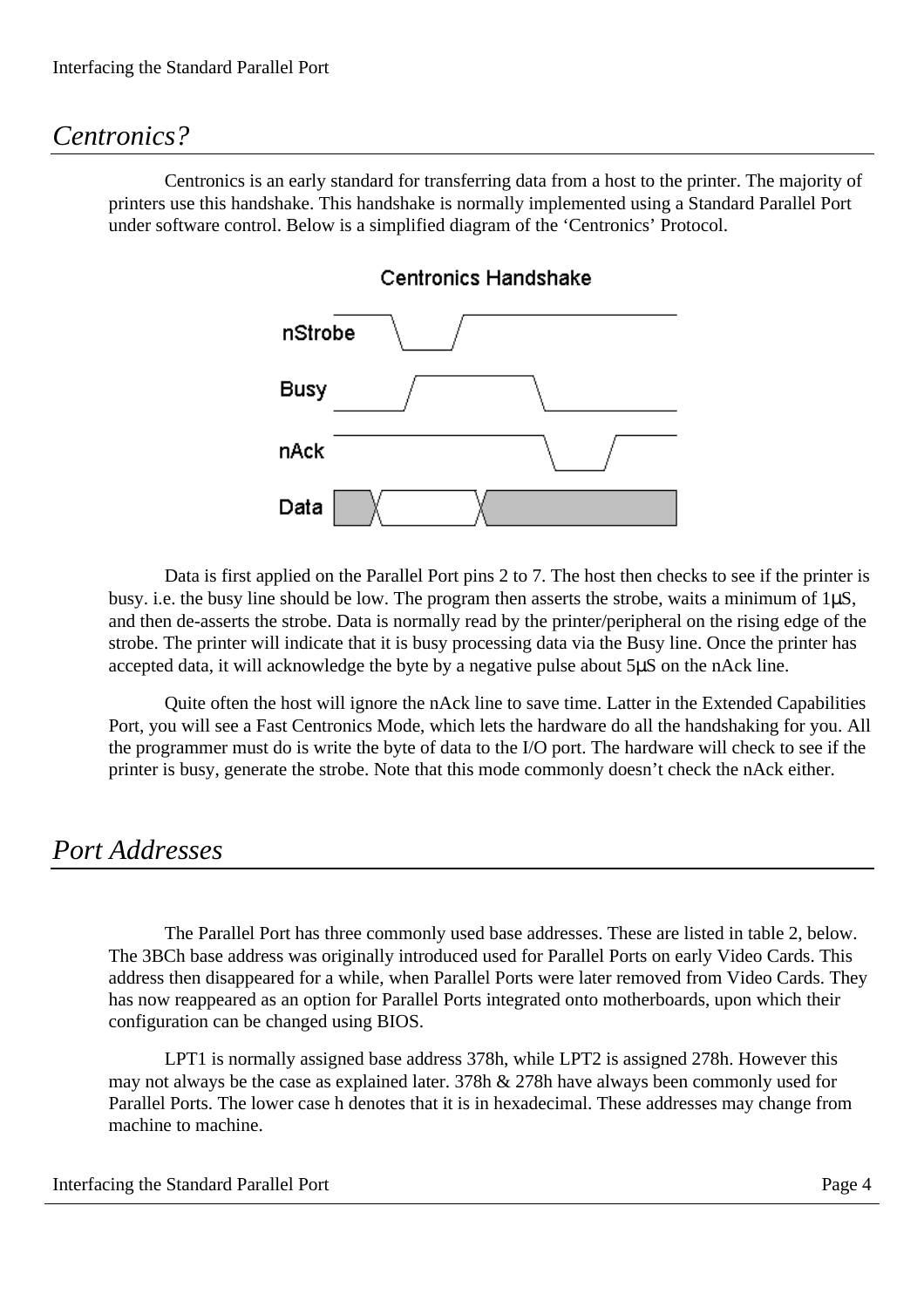# *Centronics?*

Centronics is an early standard for transferring data from a host to the printer. The majority of printers use this handshake. This handshake is normally implemented using a Standard Parallel Port under software control. Below is a simplified diagram of the 'Centronics' Protocol.

Centronics Handshake

nStrobe

Busy

nAck

Data

Data is first applied on the Parallel Port pins 2 to 7. The host then checks to see if the printer is busy. i.e. the busy line should be low. The program then asserts the strobe, waits a minimum of 1µS, and then de-asserts the strobe. Data is normally read by the printer/peripheral on the rising edge of the strobe. The printer will indicate that it is busy processing data via the Busy line. Once the printer has accepted data, it will acknowledge the byte by a negative pulse about 5µS on the nAck line.

Quite often the host will ignore the nAck line to save time. Latter in the Extended Capabilities Port, you will see a Fast Centronics Mode, which lets the hardware do all the handshaking for you. All the programmer must do is write the byte of data to the I/O port. The hardware will check to see if the printer is busy, generate the strobe. Note that this mode commonly doesn't check the nAck either.

# *Port Addresses*

The Parallel Port has three commonly used base addresses. These are listed in table 2, below. The 3BCh base address was originally introduced used for Parallel Ports on early Video Cards. This address then disappeared for a while, when Parallel Ports were later removed from Video Cards. They has now reappeared as an option for Parallel Ports integrated onto motherboards, upon which their configuration can be changed using BIOS.

LPT1 is normally assigned base address 378h, while LPT2 is assigned 278h. However this may not always be the case as explained later. 378h & 278h have always been commonly used for Parallel Ports. The lower case h denotes that it is in hexadecimal. These addresses may change from machine to machine.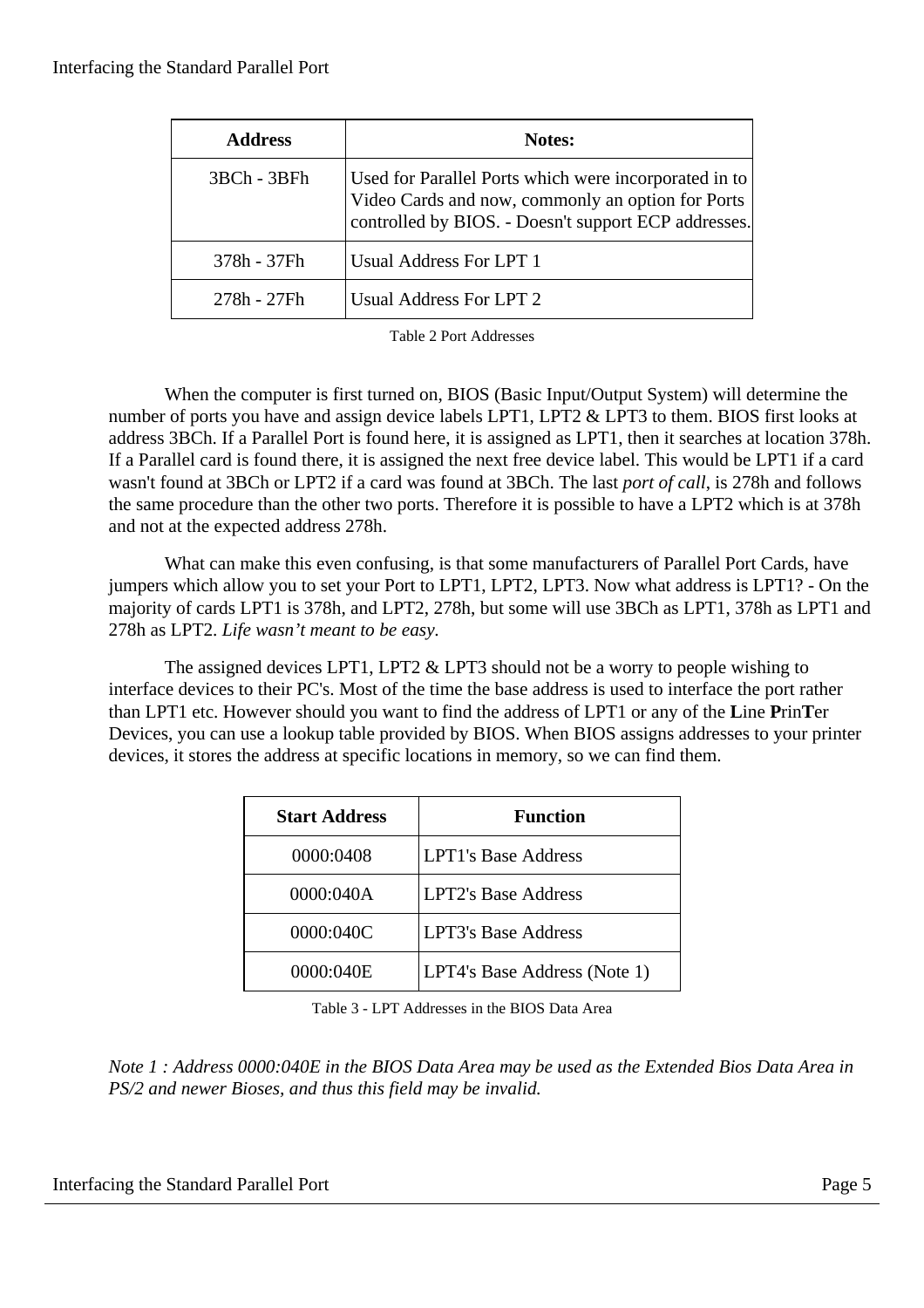| Address | Notes: |
|---|---|
| 3BCh - 3BFh | Used for Parallel Ports which were incorporated in to Video Cards and now, commonly an option for Ports controlled by BIOS. - Doesn't support ECP addresses. |
| 378h - 37Fh | Usual Address For LPT 1 |
| 278h - 27Fh | Usual Address For LPT 2 |

Table 2 Port Addresses

When the computer is first turned on, BIOS (Basic Input/Output System) will determine the number of ports you have and assign device labels LPT1, LPT2 & LPT3 to them. BIOS first looks at address 3BCh. If a Parallel Port is found here, it is assigned as LPT1, then it searches at location 378h. If a Parallel card is found there, it is assigned the next free device label. This would be LPT1 if a card wasn't found at 3BCh or LPT2 if a card was found at 3BCh. The last *port of call*, is 278h and follows the same procedure than the other two ports. Therefore it is possible to have a LPT2 which is at 378h and not at the expected address 278h.

What can make this even confusing, is that some manufacturers of Parallel Port Cards, have jumpers which allow you to set your Port to LPT1, LPT2, LPT3. Now what address is LPT1? - On the majority of cards LPT1 is 378h, and LPT2, 278h, but some will use 3BCh as LPT1, 378h as LPT1 and 278h as LPT2. *Life wasn't meant to be easy.*

The assigned devices LPT1, LPT2 & LPT3 should not be a worry to people wishing to interface devices to their PC's. Most of the time the base address is used to interface the port rather than LPT1 etc. However should you want to find the address of LPT1 or any of the **L**ine **P**rin**T**er Devices, you can use a lookup table provided by BIOS. When BIOS assigns addresses to your printer devices, it stores the address at specific locations in memory, so we can find them.

| Start Address | Function |
|---|---|
| 0000:0408 | LPT1's Base Address |
| 0000:040A | LPT2's Base Address |
| 0000:040C | LPT3's Base Address |
| 0000:040E | LPT4's Base Address (Note 1) |

Table 3 - LPT Addresses in the BIOS Data Area

*Note 1 : Address 0000:040E in the BIOS Data Area may be used as the Extended Bios Data Area in PS/2 and newer Bioses, and thus this field may be invalid.*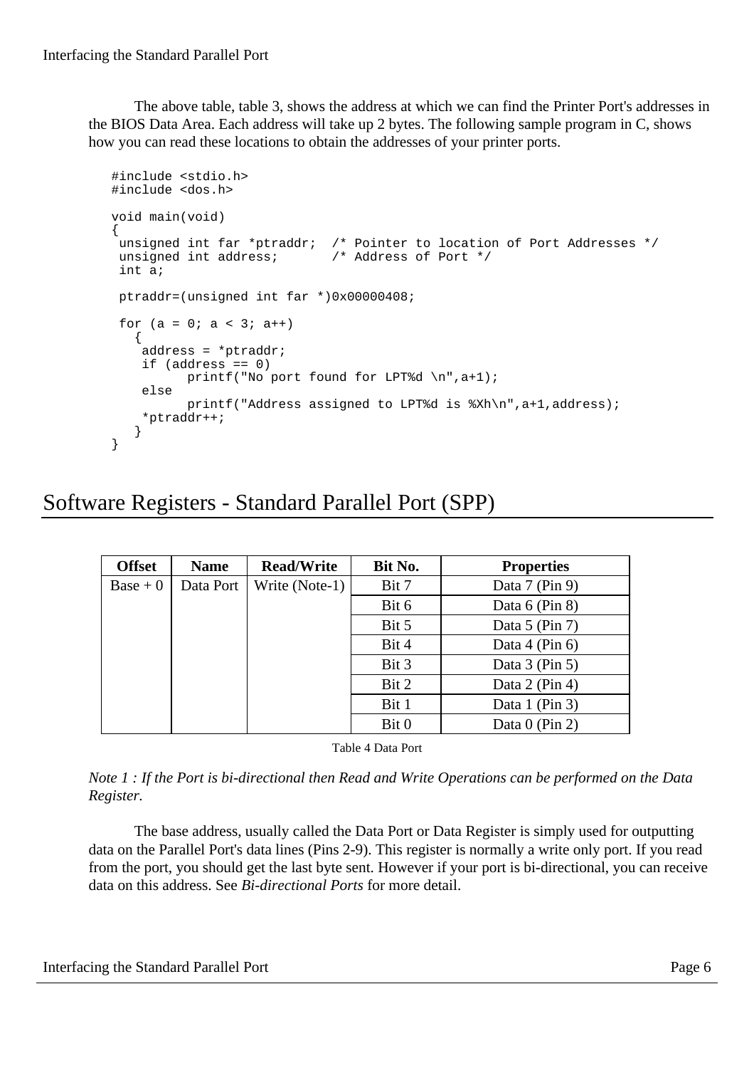The above table, table 3, shows the address at which we can find the Printer Port's addresses in the BIOS Data Area. Each address will take up 2 bytes. The following sample program in C, shows how you can read these locations to obtain the addresses of your printer ports.

```
#include <stdio.h>
#include <dos.h>

void main(void)
{
 unsigned int far *ptraddr;  /* Pointer to location of Port Addresses */
 unsigned int address;       /* Address of Port */
 int a;

 ptraddr=(unsigned int far *)0x00000408;

 for (a = 0; a < 3; a++)
   {
    address = *ptraddr;
    if (address == 0)
          printf("No port found for LPT%d \n",a+1);
    else
          printf("Address assigned to LPT%d is %Xh\n",a+1,address);
    *ptraddr++;
   }
}
```

## Software Registers - Standard Parallel Port (SPP)

| Offset | Name | Read/Write | Bit No. | Properties |
|---|---|---|---|---|
| Base + 0 | Data Port | Write (Note-1) | Bit 7 | Data 7 (Pin 9) |
| | | | Bit 6 | Data 6 (Pin 8) |
| | | | Bit 5 | Data 5 (Pin 7) |
| | | | Bit 4 | Data 4 (Pin 6) |
| | | | Bit 3 | Data 3 (Pin 5) |
| | | | Bit 2 | Data 2 (Pin 4) |
| | | | Bit 1 | Data 1 (Pin 3) |
| | | | Bit 0 | Data 0 (Pin 2) |

Table 4 Data Port

*Note 1 : If the Port is bi-directional then Read and Write Operations can be performed on the Data Register.*

The base address, usually called the Data Port or Data Register is simply used for outputting data on the Parallel Port's data lines (Pins 2-9). This register is normally a write only port. If you read from the port, you should get the last byte sent. However if your port is bi-directional, you can receive data on this address. See *Bi-directional Ports* for more detail.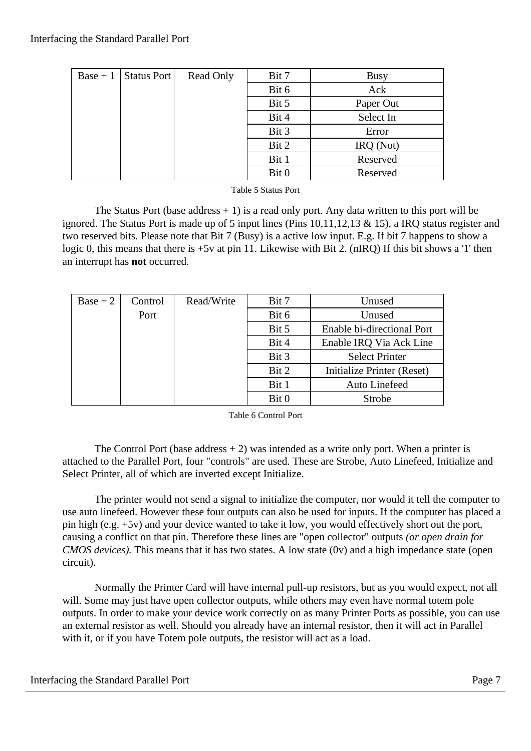| | | | | |
|---|---|---|---|---|
| Base + 1 | Status Port | Read Only | Bit 7 | Busy |
| | | | Bit 6 | Ack |
| | | | Bit 5 | Paper Out |
| | | | Bit 4 | Select In |
| | | | Bit 3 | Error |
| | | | Bit 2 | IRQ (Not) |
| | | | Bit 1 | Reserved |
| | | | Bit 0 | Reserved |

Table 5 Status Port

The Status Port (base address + 1) is a read only port. Any data written to this port will be ignored. The Status Port is made up of 5 input lines (Pins 10,11,12,13 & 15), a IRQ status register and two reserved bits. Please note that Bit 7 (Busy) is a active low input. E.g. If bit 7 happens to show a logic 0, this means that there is +5v at pin 11. Likewise with Bit 2. (nIRQ) If this bit shows a '1' then an interrupt has **not** occurred.

| | | | | |
|---|---|---|---|---|
| Base + 2 | Control Port | Read/Write | Bit 7 | Unused |
| | | | Bit 6 | Unused |
| | | | Bit 5 | Enable bi-directional Port |
| | | | Bit 4 | Enable IRQ Via Ack Line |
| | | | Bit 3 | Select Printer |
| | | | Bit 2 | Initialize Printer (Reset) |
| | | | Bit 1 | Auto Linefeed |
| | | | Bit 0 | Strobe |

Table 6 Control Port

The Control Port (base address + 2) was intended as a write only port. When a printer is attached to the Parallel Port, four "controls" are used. These are Strobe, Auto Linefeed, Initialize and Select Printer, all of which are inverted except Initialize.

The printer would not send a signal to initialize the computer, nor would it tell the computer to use auto linefeed. However these four outputs can also be used for inputs. If the computer has placed a pin high (e.g. +5v) and your device wanted to take it low, you would effectively short out the port, causing a conflict on that pin. Therefore these lines are "open collector" outputs *(or open drain for CMOS devices).* This means that it has two states. A low state (0v) and a high impedance state (open circuit).

Normally the Printer Card will have internal pull-up resistors, but as you would expect, not all will. Some may just have open collector outputs, while others may even have normal totem pole outputs. In order to make your device work correctly on as many Printer Ports as possible, you can use an external resistor as well. Should you already have an internal resistor, then it will act in Parallel with it, or if you have Totem pole outputs, the resistor will act as a load.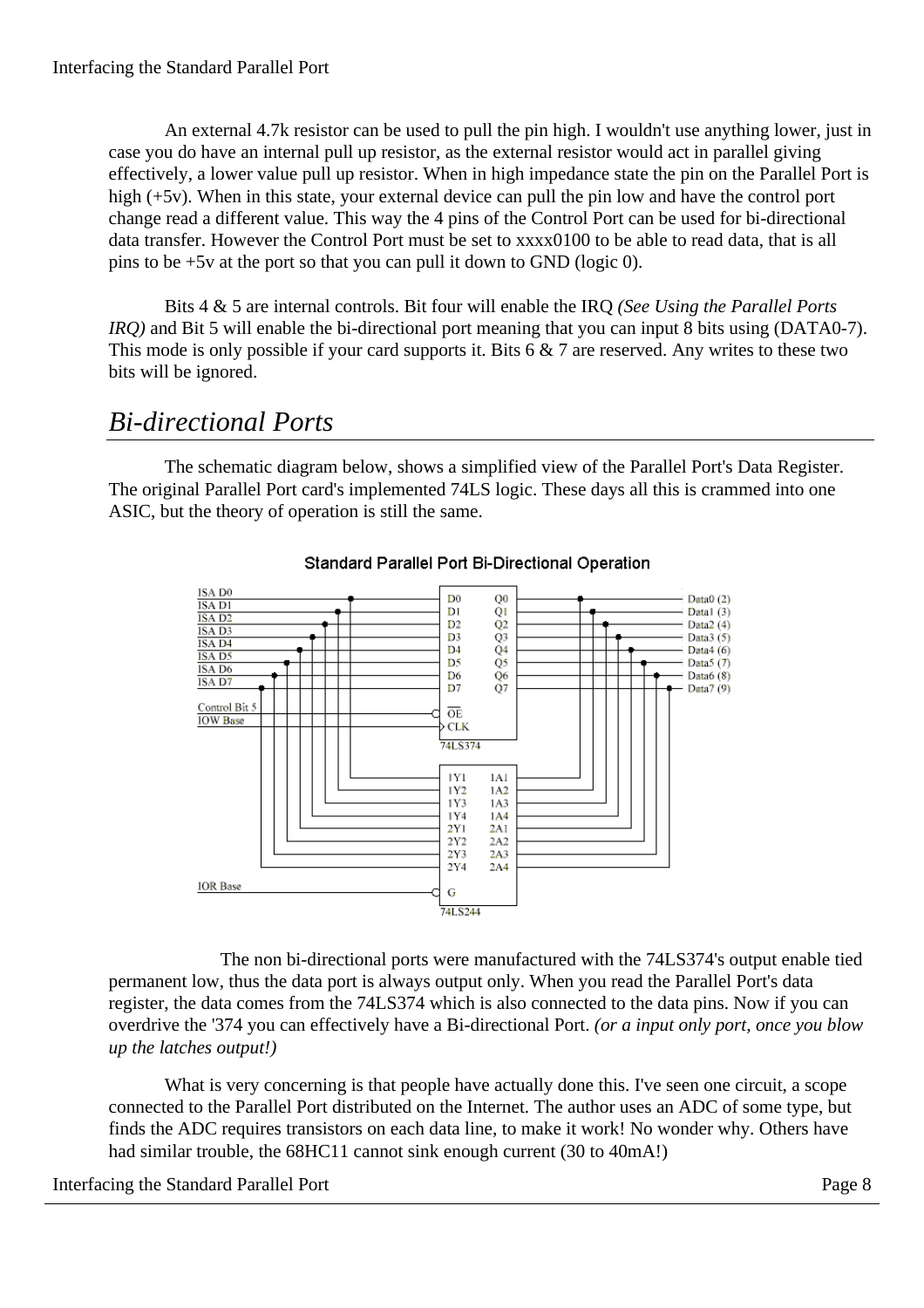An external 4.7k resistor can be used to pull the pin high. I wouldn't use anything lower, just in case you do have an internal pull up resistor, as the external resistor would act in parallel giving effectively, a lower value pull up resistor. When in high impedance state the pin on the Parallel Port is high (+5v). When in this state, your external device can pull the pin low and have the control port change read a different value. This way the 4 pins of the Control Port can be used for bi-directional data transfer. However the Control Port must be set to xxxx0100 to be able to read data, that is all pins to be +5v at the port so that you can pull it down to GND (logic 0).

Bits 4 & 5 are internal controls. Bit four will enable the IRQ *(See Using the Parallel Ports IRQ)* and Bit 5 will enable the bi-directional port meaning that you can input 8 bits using (DATA0-7). This mode is only possible if your card supports it. Bits 6 & 7 are reserved. Any writes to these two bits will be ignored.

## *Bi-directional Ports*

The schematic diagram below, shows a simplified view of the Parallel Port's Data Register. The original Parallel Port card's implemented 74LS logic. These days all this is crammed into one ASIC, but the theory of operation is still the same.

Standard Parallel Port Bi-Directional Operation

ISA D0
ISA D1
ISA D2
ISA D3
ISA D4
ISA D5
ISA D6
ISA D7
Control Bit 5
IOW Base
D0 D1 D2 D3 D4 D5 D6 D7
Q0 Q1 Q2 Q3 Q4 Q5 Q6 Q7
OE
CLK
74LS374
Data0 (2)
Data1 (3)
Data2 (4)
Data3 (5)
Data4 (6)
Data5 (7)
Data6 (8)
Data7 (9)
1Y1 1Y2 1Y3 1Y4 2Y1 2Y2 2Y3 2Y4
1A1 1A2 1A3 1A4 2A1 2A2 2A3 2A4
IOR Base
G
74LS244

The non bi-directional ports were manufactured with the 74LS374's output enable tied permanent low, thus the data port is always output only. When you read the Parallel Port's data register, the data comes from the 74LS374 which is also connected to the data pins. Now if you can overdrive the '374 you can effectively have a Bi-directional Port. *(or a input only port, once you blow up the latches output!)*

What is very concerning is that people have actually done this. I've seen one circuit, a scope connected to the Parallel Port distributed on the Internet. The author uses an ADC of some type, but finds the ADC requires transistors on each data line, to make it work! No wonder why. Others have had similar trouble, the 68HC11 cannot sink enough current (30 to 40mA!)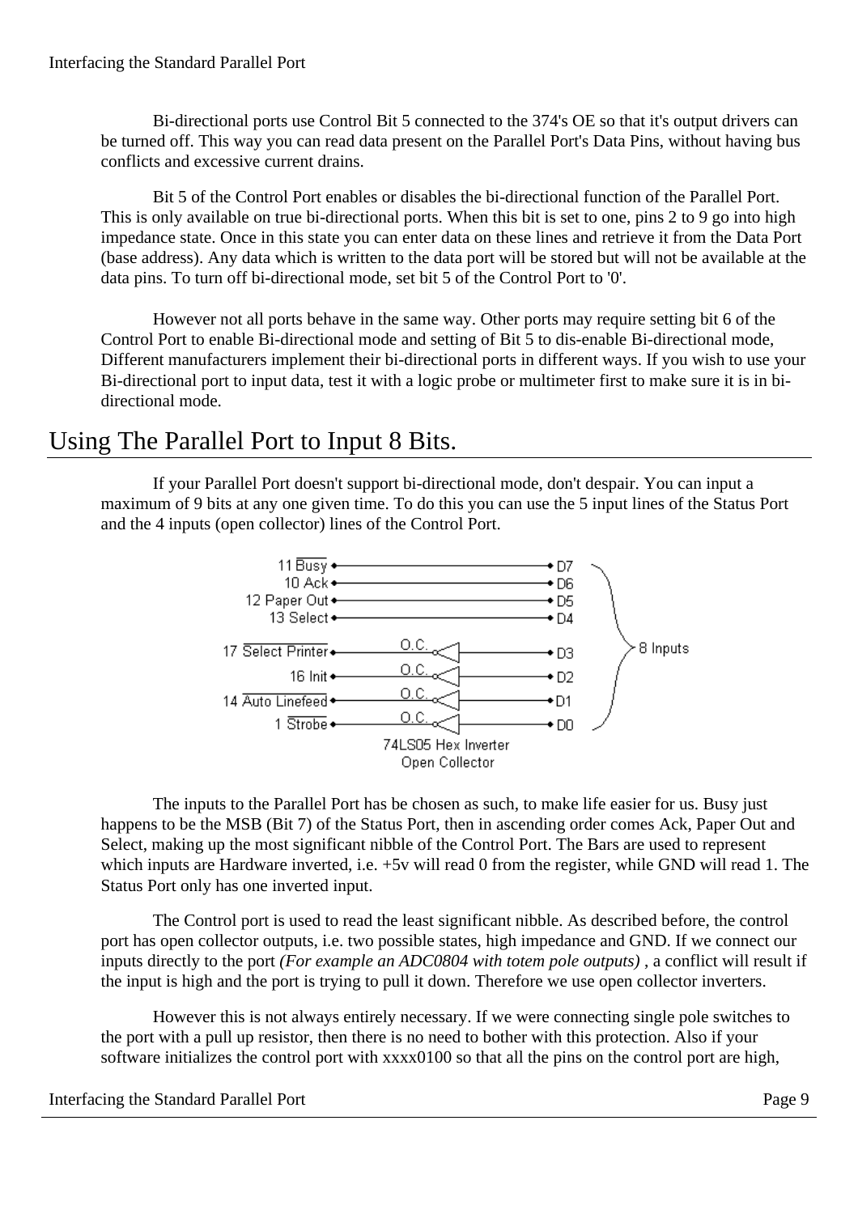Bi-directional ports use Control Bit 5 connected to the 374's OE so that it's output drivers can be turned off. This way you can read data present on the Parallel Port's Data Pins, without having bus conflicts and excessive current drains.

Bit 5 of the Control Port enables or disables the bi-directional function of the Parallel Port. This is only available on true bi-directional ports. When this bit is set to one, pins 2 to 9 go into high impedance state. Once in this state you can enter data on these lines and retrieve it from the Data Port (base address). Any data which is written to the data port will be stored but will not be available at the data pins. To turn off bi-directional mode, set bit 5 of the Control Port to '0'.

However not all ports behave in the same way. Other ports may require setting bit 6 of the Control Port to enable Bi-directional mode and setting of Bit 5 to dis-enable Bi-directional mode, Different manufacturers implement their bi-directional ports in different ways. If you wish to use your Bi-directional port to input data, test it with a logic probe or multimeter first to make sure it is in bi-directional mode.

# Using The Parallel Port to Input 8 Bits.

If your Parallel Port doesn't support bi-directional mode, don't despair. You can input a maximum of 9 bits at any one given time. To do this you can use the 5 input lines of the Status Port and the 4 inputs (open collector) lines of the Control Port.

11 Busy — D7
10 Ack — D6
12 Paper Out — D5
13 Select — D4
17 Select Printer — O.C. — D3
16 Init — O.C. — D2
14 Auto Linefeed — O.C. — D1
1 Strobe — O.C. — D0
8 Inputs
74LS05 Hex Inverter
Open Collector

The inputs to the Parallel Port has be chosen as such, to make life easier for us. Busy just happens to be the MSB (Bit 7) of the Status Port, then in ascending order comes Ack, Paper Out and Select, making up the most significant nibble of the Control Port. The Bars are used to represent which inputs are Hardware inverted, i.e. +5v will read 0 from the register, while GND will read 1. The Status Port only has one inverted input.

The Control port is used to read the least significant nibble. As described before, the control port has open collector outputs, i.e. two possible states, high impedance and GND. If we connect our inputs directly to the port *(For example an ADC0804 with totem pole outputs)* , a conflict will result if the input is high and the port is trying to pull it down. Therefore we use open collector inverters.

However this is not always entirely necessary. If we were connecting single pole switches to the port with a pull up resistor, then there is no need to bother with this protection. Also if your software initializes the control port with xxxx0100 so that all the pins on the control port are high,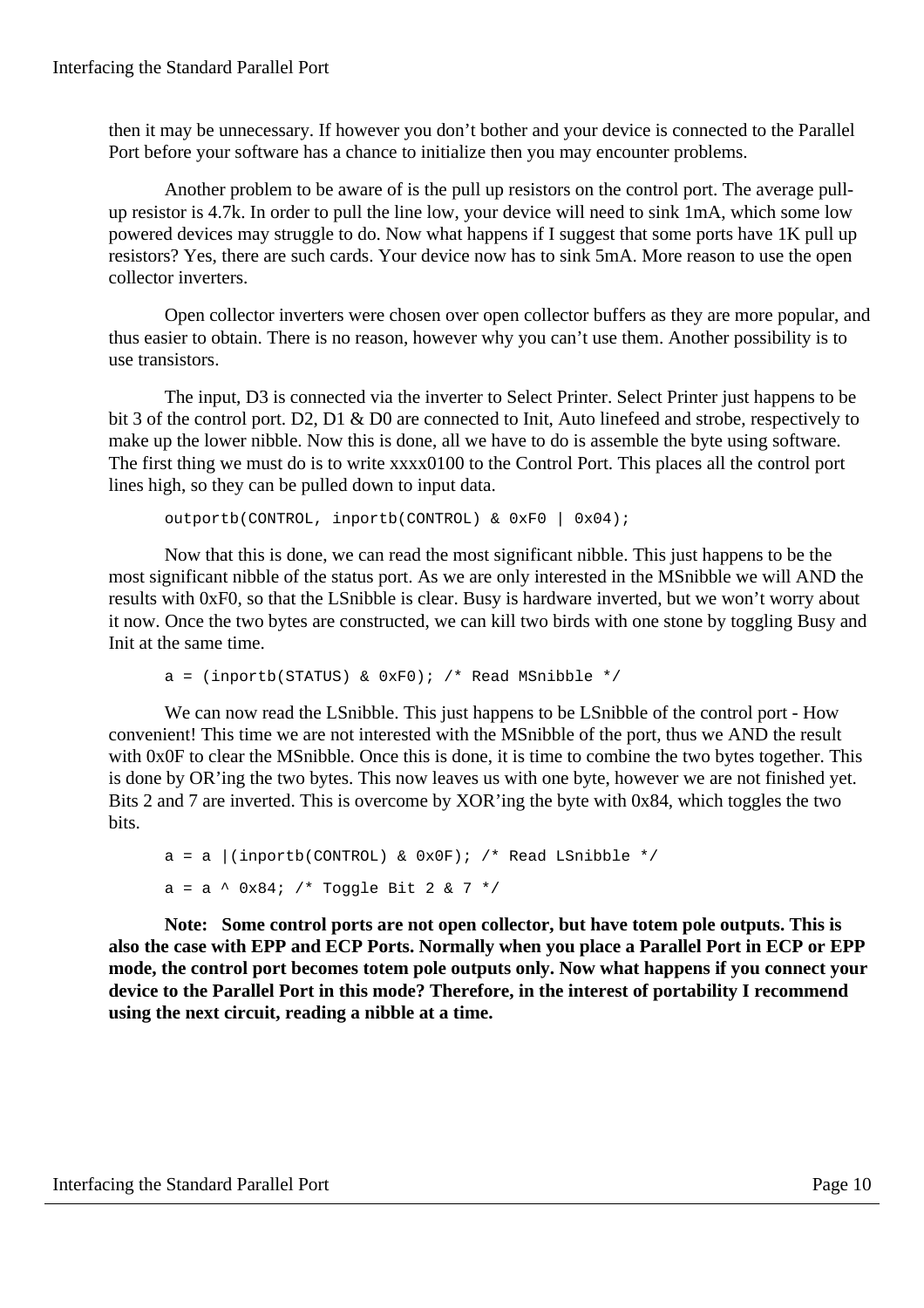then it may be unnecessary. If however you don't bother and your device is connected to the Parallel Port before your software has a chance to initialize then you may encounter problems.

Another problem to be aware of is the pull up resistors on the control port. The average pull-up resistor is 4.7k. In order to pull the line low, your device will need to sink 1mA, which some low powered devices may struggle to do. Now what happens if I suggest that some ports have 1K pull up resistors? Yes, there are such cards. Your device now has to sink 5mA. More reason to use the open collector inverters.

Open collector inverters were chosen over open collector buffers as they are more popular, and thus easier to obtain. There is no reason, however why you can't use them. Another possibility is to use transistors.

The input, D3 is connected via the inverter to Select Printer. Select Printer just happens to be bit 3 of the control port. D2, D1 & D0 are connected to Init, Auto linefeed and strobe, respectively to make up the lower nibble. Now this is done, all we have to do is assemble the byte using software. The first thing we must do is to write xxxx0100 to the Control Port. This places all the control port lines high, so they can be pulled down to input data.

```
outportb(CONTROL, inportb(CONTROL) & 0xF0 | 0x04);
```

Now that this is done, we can read the most significant nibble. This just happens to be the most significant nibble of the status port. As we are only interested in the MSnibble we will AND the results with 0xF0, so that the LSnibble is clear. Busy is hardware inverted, but we won't worry about it now. Once the two bytes are constructed, we can kill two birds with one stone by toggling Busy and Init at the same time.

```
a = (inportb(STATUS) & 0xF0); /* Read MSnibble */
```

We can now read the LSnibble. This just happens to be LSnibble of the control port - How convenient! This time we are not interested with the MSnibble of the port, thus we AND the result with 0x0F to clear the MSnibble. Once this is done, it is time to combine the two bytes together. This is done by OR'ing the two bytes. This now leaves us with one byte, however we are not finished yet. Bits 2 and 7 are inverted. This is overcome by XOR'ing the byte with 0x84, which toggles the two bits.

```
a = a |(inportb(CONTROL) & 0x0F); /* Read LSnibble */

a = a ^ 0x84; /* Toggle Bit 2 & 7 */
```

**Note: Some control ports are not open collector, but have totem pole outputs. This is also the case with EPP and ECP Ports. Normally when you place a Parallel Port in ECP or EPP mode, the control port becomes totem pole outputs only. Now what happens if you connect your device to the Parallel Port in this mode? Therefore, in the interest of portability I recommend using the next circuit, reading a nibble at a time.**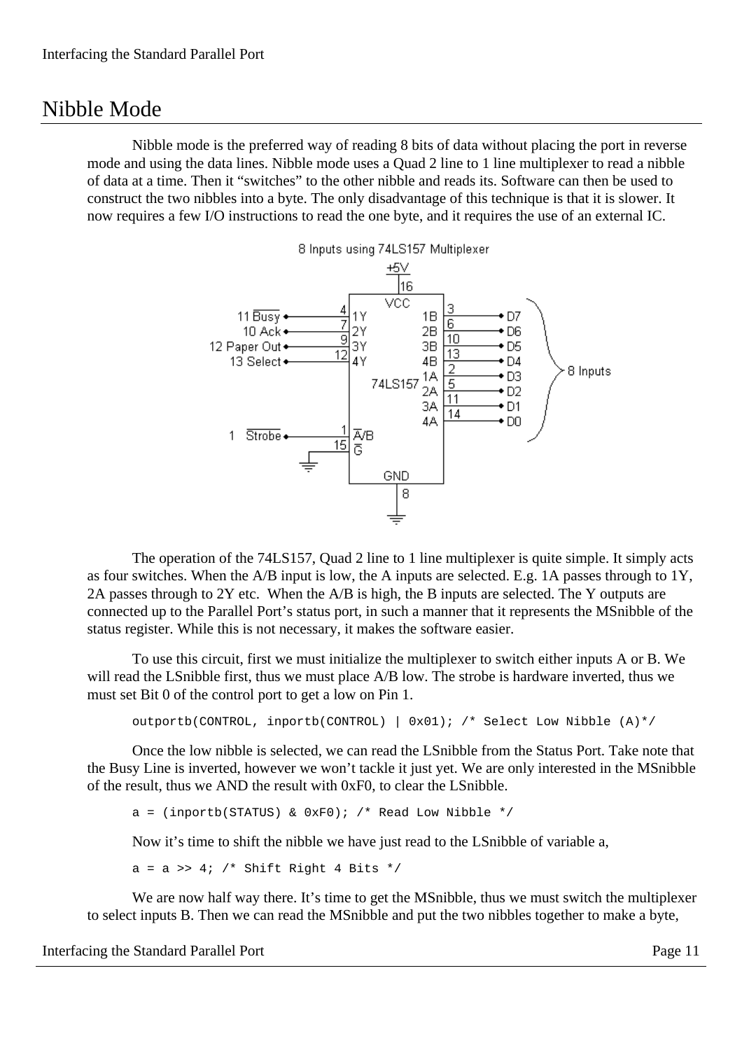# Nibble Mode

Nibble mode is the preferred way of reading 8 bits of data without placing the port in reverse mode and using the data lines. Nibble mode uses a Quad 2 line to 1 line multiplexer to read a nibble of data at a time. Then it "switches" to the other nibble and reads its. Software can then be used to construct the two nibbles into a byte. The only disadvantage of this technique is that it is slower. It now requires a few I/O instructions to read the one byte, and it requires the use of an external IC.

8 Inputs using 74LS157 Multiplexer

+5V

16

VCC

74LS157

11 Busy — 4 1Y

10 Ack — 7 2Y

12 Paper Out — 9 3Y

13 Select — 12 4Y

1 Strobe — 1 A/B

15 G

1B 3 — D7

2B 6 — D6

3B 10 — D5

4B 13 — D4

1A 2 — D3

2A 5 — D2

3A 11 — D1

4A 14 — D0

8 Inputs

GND

8

The operation of the 74LS157, Quad 2 line to 1 line multiplexer is quite simple. It simply acts as four switches. When the A/B input is low, the A inputs are selected. E.g. 1A passes through to 1Y, 2A passes through to 2Y etc. When the A/B is high, the B inputs are selected. The Y outputs are connected up to the Parallel Port's status port, in such a manner that it represents the MSnibble of the status register. While this is not necessary, it makes the software easier.

To use this circuit, first we must initialize the multiplexer to switch either inputs A or B. We will read the LSnibble first, thus we must place A/B low. The strobe is hardware inverted, thus we must set Bit 0 of the control port to get a low on Pin 1.

```
outportb(CONTROL, inportb(CONTROL) | 0x01); /* Select Low Nibble (A)*/
```

Once the low nibble is selected, we can read the LSnibble from the Status Port. Take note that the Busy Line is inverted, however we won't tackle it just yet. We are only interested in the MSnibble of the result, thus we AND the result with 0xF0, to clear the LSnibble.

```
a = (inportb(STATUS) & 0xF0); /* Read Low Nibble */
```

Now it's time to shift the nibble we have just read to the LSnibble of variable a,

```
a = a >> 4; /* Shift Right 4 Bits */
```

We are now half way there. It's time to get the MSnibble, thus we must switch the multiplexer to select inputs B. Then we can read the MSnibble and put the two nibbles together to make a byte,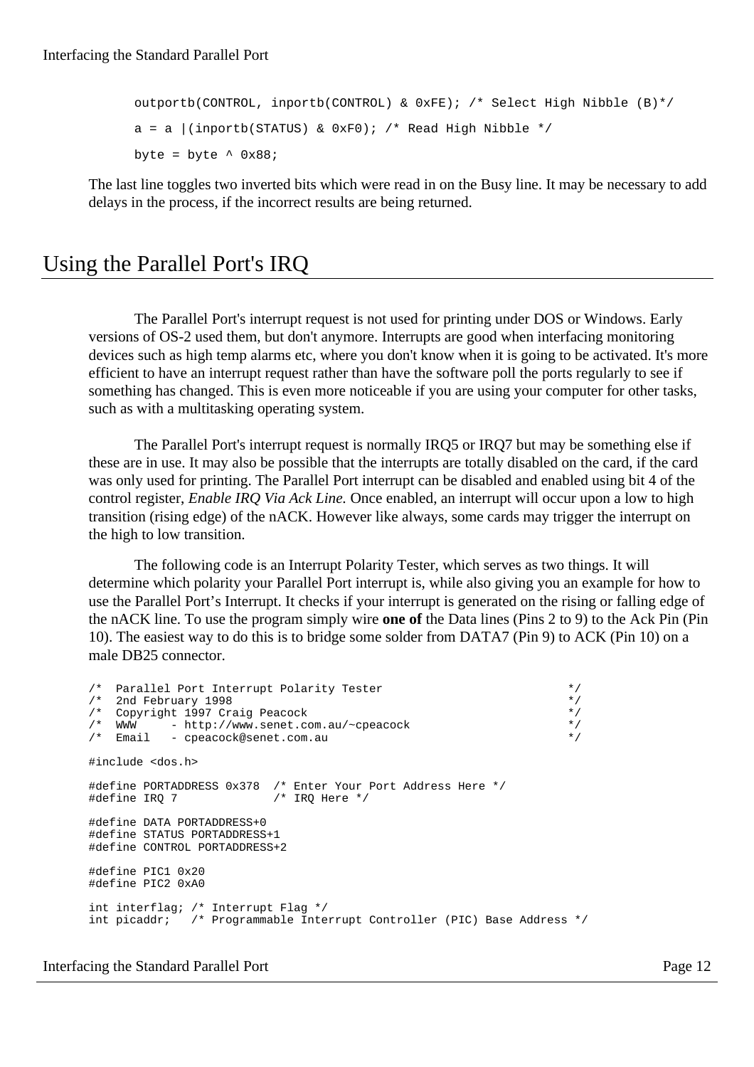```
outportb(CONTROL, inportb(CONTROL) & 0xFE); /* Select High Nibble (B)*/
a = a |(inportb(STATUS) & 0xF0); /* Read High Nibble */
byte = byte ^ 0x88;
```

The last line toggles two inverted bits which were read in on the Busy line. It may be necessary to add delays in the process, if the incorrect results are being returned.

# Using the Parallel Port's IRQ

The Parallel Port's interrupt request is not used for printing under DOS or Windows. Early versions of OS-2 used them, but don't anymore. Interrupts are good when interfacing monitoring devices such as high temp alarms etc, where you don't know when it is going to be activated. It's more efficient to have an interrupt request rather than have the software poll the ports regularly to see if something has changed. This is even more noticeable if you are using your computer for other tasks, such as with a multitasking operating system.

The Parallel Port's interrupt request is normally IRQ5 or IRQ7 but may be something else if these are in use. It may also be possible that the interrupts are totally disabled on the card, if the card was only used for printing. The Parallel Port interrupt can be disabled and enabled using bit 4 of the control register, *Enable IRQ Via Ack Line.* Once enabled, an interrupt will occur upon a low to high transition (rising edge) of the nACK. However like always, some cards may trigger the interrupt on the high to low transition.

The following code is an Interrupt Polarity Tester, which serves as two things. It will determine which polarity your Parallel Port interrupt is, while also giving you an example for how to use the Parallel Port’s Interrupt. It checks if your interrupt is generated on the rising or falling edge of the nACK line. To use the program simply wire **one of** the Data lines (Pins 2 to 9) to the Ack Pin (Pin 10). The easiest way to do this is to bridge some solder from DATA7 (Pin 9) to ACK (Pin 10) on a male DB25 connector.

```
/*  Parallel Port Interrupt Polarity Tester                              */
/*  2nd February 1998                                                    */
/*  Copyright 1997 Craig Peacock                                         */
/*  WWW     - http://www.senet.com.au/~cpeacock                          */
/*  Email   - cpeacock@senet.com.au                                      */

#include <dos.h>

#define PORTADDRESS 0x378  /* Enter Your Port Address Here */
#define IRQ 7              /* IRQ Here */

#define DATA PORTADDRESS+0
#define STATUS PORTADDRESS+1
#define CONTROL PORTADDRESS+2

#define PIC1 0x20
#define PIC2 0xA0

int interflag; /* Interrupt Flag */
int picaddr;   /* Programmable Interrupt Controller (PIC) Base Address */
```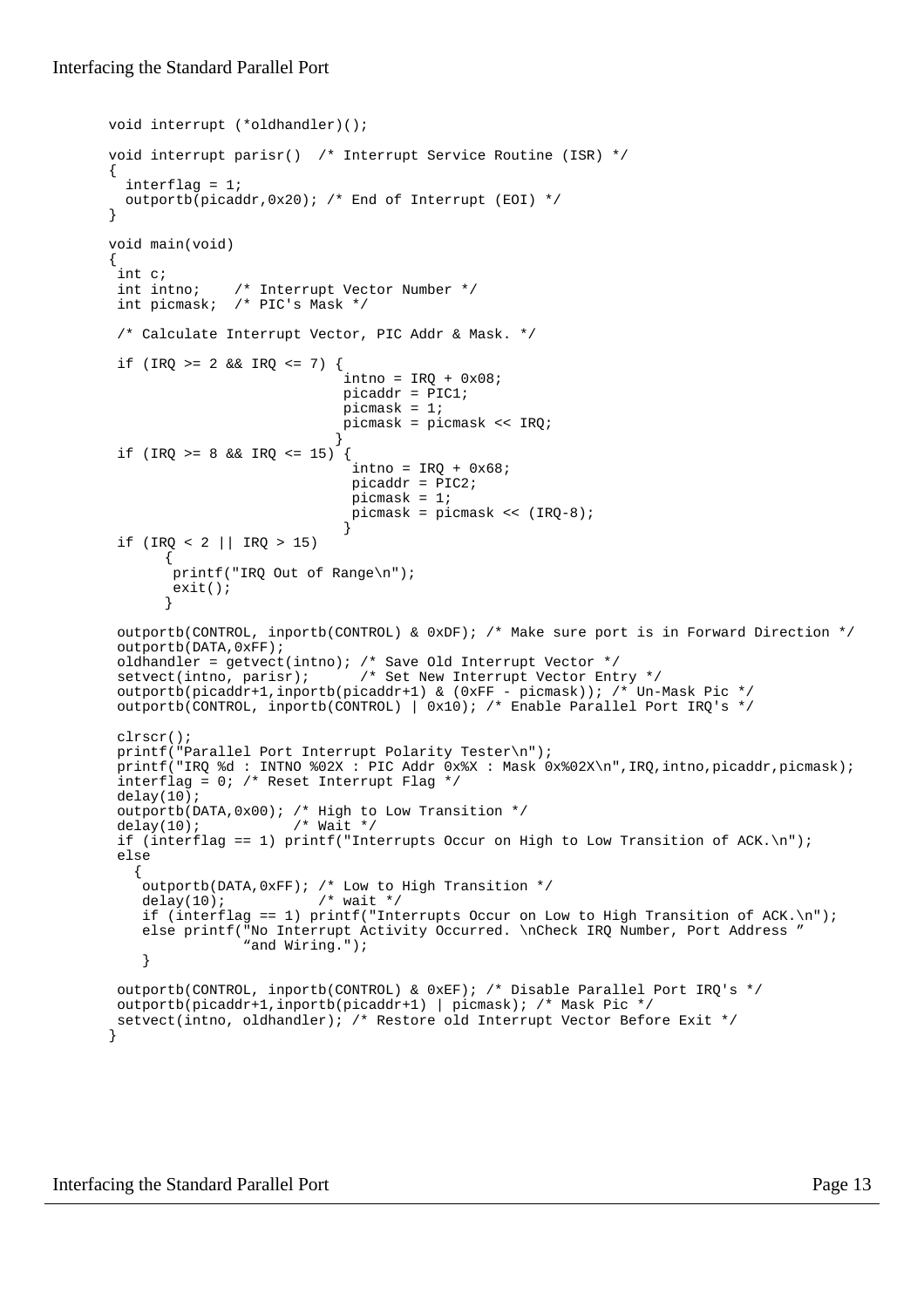```
void interrupt (*oldhandler)();

void interrupt parisr()  /* Interrupt Service Routine (ISR) */
{
  interflag = 1;
  outportb(picaddr,0x20); /* End of Interrupt (EOI) */
}

void main(void)
{
 int c;
 int intno;    /* Interrupt Vector Number */
 int picmask;  /* PIC's Mask */

 /* Calculate Interrupt Vector, PIC Addr & Mask. */

 if (IRQ >= 2 && IRQ <= 7) {
                             intno = IRQ + 0x08;
                             picaddr = PIC1;
                             picmask = 1;
                             picmask = picmask << IRQ;
                            }
 if (IRQ >= 8 && IRQ <= 15) {
                              intno = IRQ + 0x68;
                              picaddr = PIC2;
                              picmask = 1;
                              picmask = picmask << (IRQ-8);
                             }
 if (IRQ < 2 || IRQ > 15)
       {
        printf("IRQ Out of Range\n");
        exit();
       }

 outportb(CONTROL, inportb(CONTROL) & 0xDF); /* Make sure port is in Forward Direction */
 outportb(DATA,0xFF);
 oldhandler = getvect(intno); /* Save Old Interrupt Vector */
 setvect(intno, parisr);      /* Set New Interrupt Vector Entry */
 outportb(picaddr+1,inportb(picaddr+1) & (0xFF - picmask)); /* Un-Mask Pic */
 outportb(CONTROL, inportb(CONTROL) | 0x10); /* Enable Parallel Port IRQ's */

 clrscr();
 printf("Parallel Port Interrupt Polarity Tester\n");
 printf("IRQ %d : INTNO %02X : PIC Addr 0x%X : Mask 0x%02X\n",IRQ,intno,picaddr,picmask);
 interflag = 0; /* Reset Interrupt Flag */
 delay(10);
 outportb(DATA,0x00); /* High to Low Transition */
 delay(10);           /* Wait */
 if (interflag == 1) printf("Interrupts Occur on High to Low Transition of ACK.\n");
 else
   {
    outportb(DATA,0xFF); /* Low to High Transition */
    delay(10);           /* wait */
    if (interflag == 1) printf("Interrupts Occur on Low to High Transition of ACK.\n");
    else printf("No Interrupt Activity Occurred. \nCheck IRQ Number, Port Address ”
               “and Wiring.");
    }

 outportb(CONTROL, inportb(CONTROL) & 0xEF); /* Disable Parallel Port IRQ's */
 outportb(picaddr+1,inportb(picaddr+1) | picmask); /* Mask Pic */
 setvect(intno, oldhandler); /* Restore old Interrupt Vector Before Exit */
}
```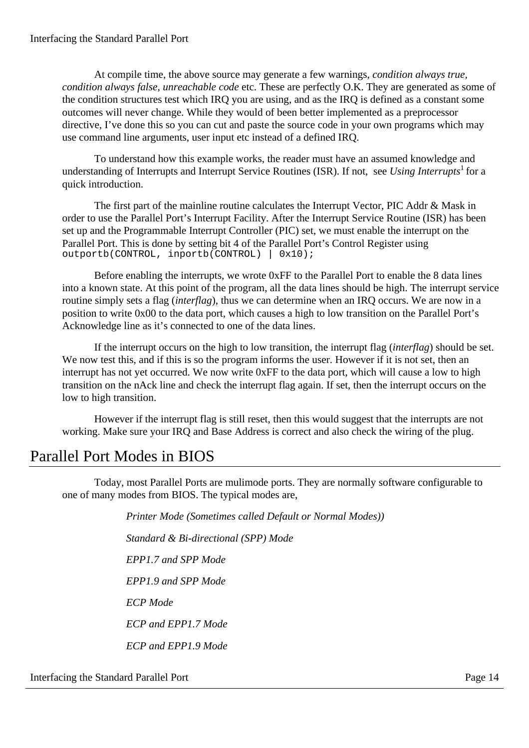At compile time, the above source may generate a few warnings, *condition always true, condition always false, unreachable code* etc. These are perfectly O.K. They are generated as some of the condition structures test which IRQ you are using, and as the IRQ is defined as a constant some outcomes will never change. While they would of been better implemented as a preprocessor directive, I've done this so you can cut and paste the source code in your own programs which may use command line arguments, user input etc instead of a defined IRQ.

To understand how this example works, the reader must have an assumed knowledge and understanding of Interrupts and Interrupt Service Routines (ISR). If not, see *Using Interrupts*[1] for a quick introduction.

The first part of the mainline routine calculates the Interrupt Vector, PIC Addr & Mask in order to use the Parallel Port's Interrupt Facility. After the Interrupt Service Routine (ISR) has been set up and the Programmable Interrupt Controller (PIC) set, we must enable the interrupt on the Parallel Port. This is done by setting bit 4 of the Parallel Port's Control Register using `outportb(CONTROL, inportb(CONTROL) | 0x10);`

Before enabling the interrupts, we wrote 0xFF to the Parallel Port to enable the 8 data lines into a known state. At this point of the program, all the data lines should be high. The interrupt service routine simply sets a flag (*interflag*), thus we can determine when an IRQ occurs. We are now in a position to write 0x00 to the data port, which causes a high to low transition on the Parallel Port's Acknowledge line as it's connected to one of the data lines.

If the interrupt occurs on the high to low transition, the interrupt flag (*interflag*) should be set. We now test this, and if this is so the program informs the user. However if it is not set, then an interrupt has not yet occurred. We now write 0xFF to the data port, which will cause a low to high transition on the nAck line and check the interrupt flag again. If set, then the interrupt occurs on the low to high transition.

However if the interrupt flag is still reset, then this would suggest that the interrupts are not working. Make sure your IRQ and Base Address is correct and also check the wiring of the plug.

## Parallel Port Modes in BIOS

Today, most Parallel Ports are mulimode ports. They are normally software configurable to one of many modes from BIOS. The typical modes are,

*Printer Mode (Sometimes called Default or Normal Modes))*

*Standard & Bi-directional (SPP) Mode*

*EPP1.7 and SPP Mode*

*EPP1.9 and SPP Mode*

*ECP Mode*

*ECP and EPP1.7 Mode*

*ECP and EPP1.9 Mode*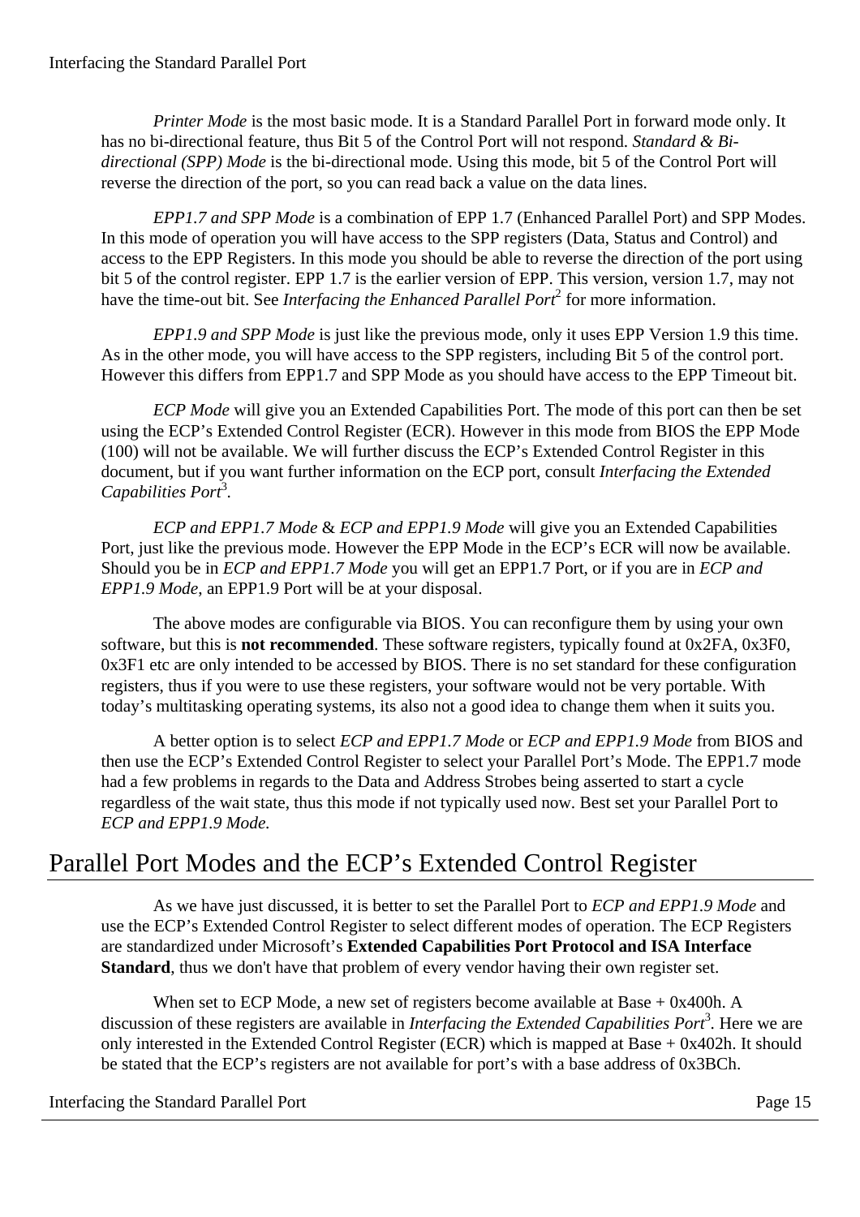*Printer Mode* is the most basic mode. It is a Standard Parallel Port in forward mode only. It has no bi-directional feature, thus Bit 5 of the Control Port will not respond. *Standard & Bi-directional (SPP) Mode* is the bi-directional mode. Using this mode, bit 5 of the Control Port will reverse the direction of the port, so you can read back a value on the data lines.

*EPP1.7 and SPP Mode* is a combination of EPP 1.7 (Enhanced Parallel Port) and SPP Modes. In this mode of operation you will have access to the SPP registers (Data, Status and Control) and access to the EPP Registers. In this mode you should be able to reverse the direction of the port using bit 5 of the control register. EPP 1.7 is the earlier version of EPP. This version, version 1.7, may not have the time-out bit. See *Interfacing the Enhanced Parallel Port*[2] for more information.

*EPP1.9 and SPP Mode* is just like the previous mode, only it uses EPP Version 1.9 this time. As in the other mode, you will have access to the SPP registers, including Bit 5 of the control port. However this differs from EPP1.7 and SPP Mode as you should have access to the EPP Timeout bit.

*ECP Mode* will give you an Extended Capabilities Port. The mode of this port can then be set using the ECP's Extended Control Register (ECR). However in this mode from BIOS the EPP Mode (100) will not be available. We will further discuss the ECP's Extended Control Register in this document, but if you want further information on the ECP port, consult *Interfacing the Extended Capabilities Port*[3].

*ECP and EPP1.7 Mode* & *ECP and EPP1.9 Mode* will give you an Extended Capabilities Port, just like the previous mode. However the EPP Mode in the ECP's ECR will now be available. Should you be in *ECP and EPP1.7 Mode* you will get an EPP1.7 Port, or if you are in *ECP and EPP1.9 Mode*, an EPP1.9 Port will be at your disposal.

The above modes are configurable via BIOS. You can reconfigure them by using your own software, but this is **not recommended**. These software registers, typically found at 0x2FA, 0x3F0, 0x3F1 etc are only intended to be accessed by BIOS. There is no set standard for these configuration registers, thus if you were to use these registers, your software would not be very portable. With today's multitasking operating systems, its also not a good idea to change them when it suits you.

A better option is to select *ECP and EPP1.7 Mode* or *ECP and EPP1.9 Mode* from BIOS and then use the ECP's Extended Control Register to select your Parallel Port's Mode. The EPP1.7 mode had a few problems in regards to the Data and Address Strobes being asserted to start a cycle regardless of the wait state, thus this mode if not typically used now. Best set your Parallel Port to *ECP and EPP1.9 Mode.*

# Parallel Port Modes and the ECP's Extended Control Register

As we have just discussed, it is better to set the Parallel Port to *ECP and EPP1.9 Mode* and use the ECP's Extended Control Register to select different modes of operation. The ECP Registers are standardized under Microsoft's **Extended Capabilities Port Protocol and ISA Interface Standard**, thus we don't have that problem of every vendor having their own register set.

When set to ECP Mode, a new set of registers become available at Base + 0x400h. A discussion of these registers are available in *Interfacing the Extended Capabilities Port*[3]. Here we are only interested in the Extended Control Register (ECR) which is mapped at Base + 0x402h. It should be stated that the ECP's registers are not available for port's with a base address of 0x3BCh.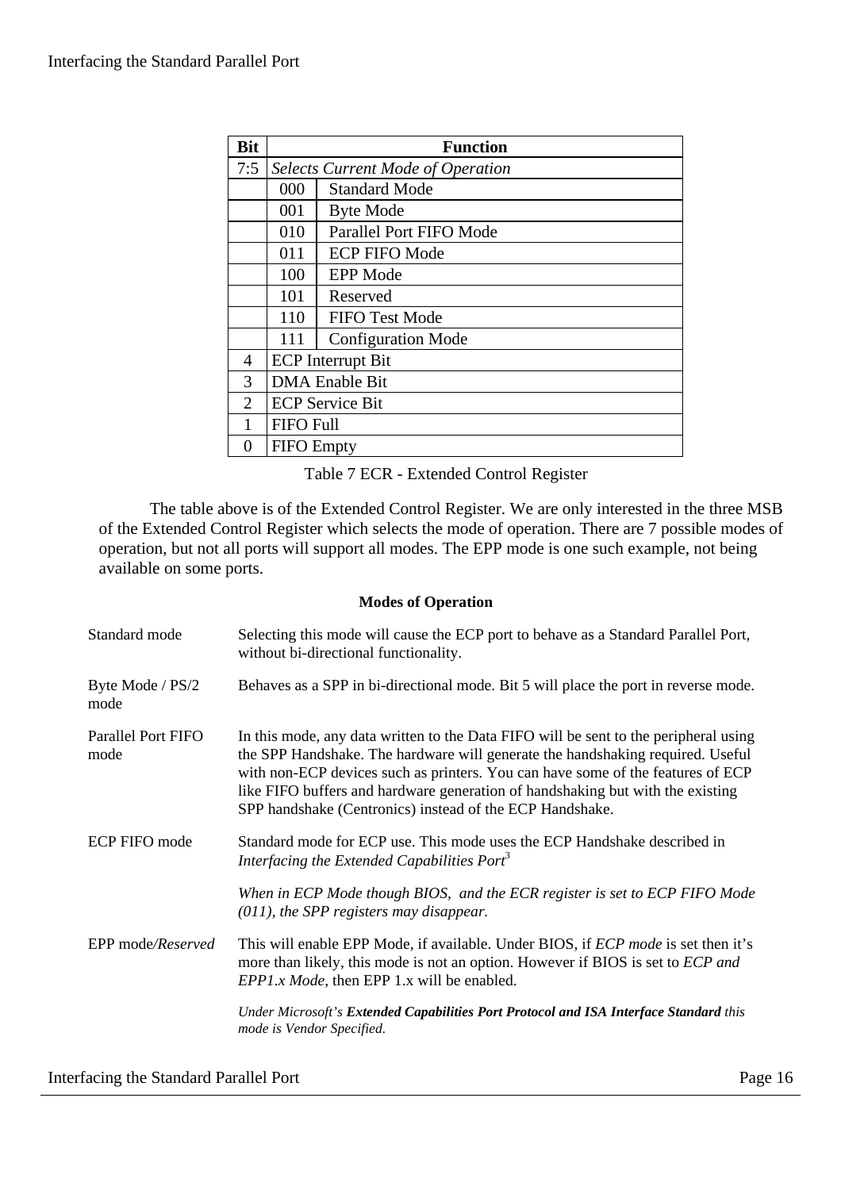| Bit | Function | |
|---|---|---|
| 7:5 | *Selects Current Mode of Operation* | |
| | 000 | Standard Mode |
| | 001 | Byte Mode |
| | 010 | Parallel Port FIFO Mode |
| | 011 | ECP FIFO Mode |
| | 100 | EPP Mode |
| | 101 | Reserved |
| | 110 | FIFO Test Mode |
| | 111 | Configuration Mode |
| 4 | ECP Interrupt Bit | |
| 3 | DMA Enable Bit | |
| 2 | ECP Service Bit | |
| 1 | FIFO Full | |
| 0 | FIFO Empty | |

Table 7 ECR - Extended Control Register

The table above is of the Extended Control Register. We are only interested in the three MSB of the Extended Control Register which selects the mode of operation. There are 7 possible modes of operation, but not all ports will support all modes. The EPP mode is one such example, not being available on some ports.

**Modes of Operation**

| | |
|---|---|
| Standard mode | Selecting this mode will cause the ECP port to behave as a Standard Parallel Port, without bi-directional functionality. |
| Byte Mode / PS/2 mode | Behaves as a SPP in bi-directional mode. Bit 5 will place the port in reverse mode. |
| Parallel Port FIFO mode | In this mode, any data written to the Data FIFO will be sent to the peripheral using the SPP Handshake. The hardware will generate the handshaking required. Useful with non-ECP devices such as printers. You can have some of the features of ECP like FIFO buffers and hardware generation of handshaking but with the existing SPP handshake (Centronics) instead of the ECP Handshake. |
| ECP FIFO mode | Standard mode for ECP use. This mode uses the ECP Handshake described in *Interfacing the Extended Capabilities Port*[3] <br><br> *When in ECP Mode though BIOS, and the ECR register is set to ECP FIFO Mode (011), the SPP registers may disappear.* |
| EPP mode/*Reserved* | This will enable EPP Mode, if available. Under BIOS, if *ECP mode* is set then it's more than likely, this mode is not an option. However if BIOS is set to *ECP and EPP1.x Mode*, then EPP 1.x will be enabled. <br><br> *Under Microsoft's **Extended Capabilities Port Protocol and ISA Interface Standard** this mode is Vendor Specified.* |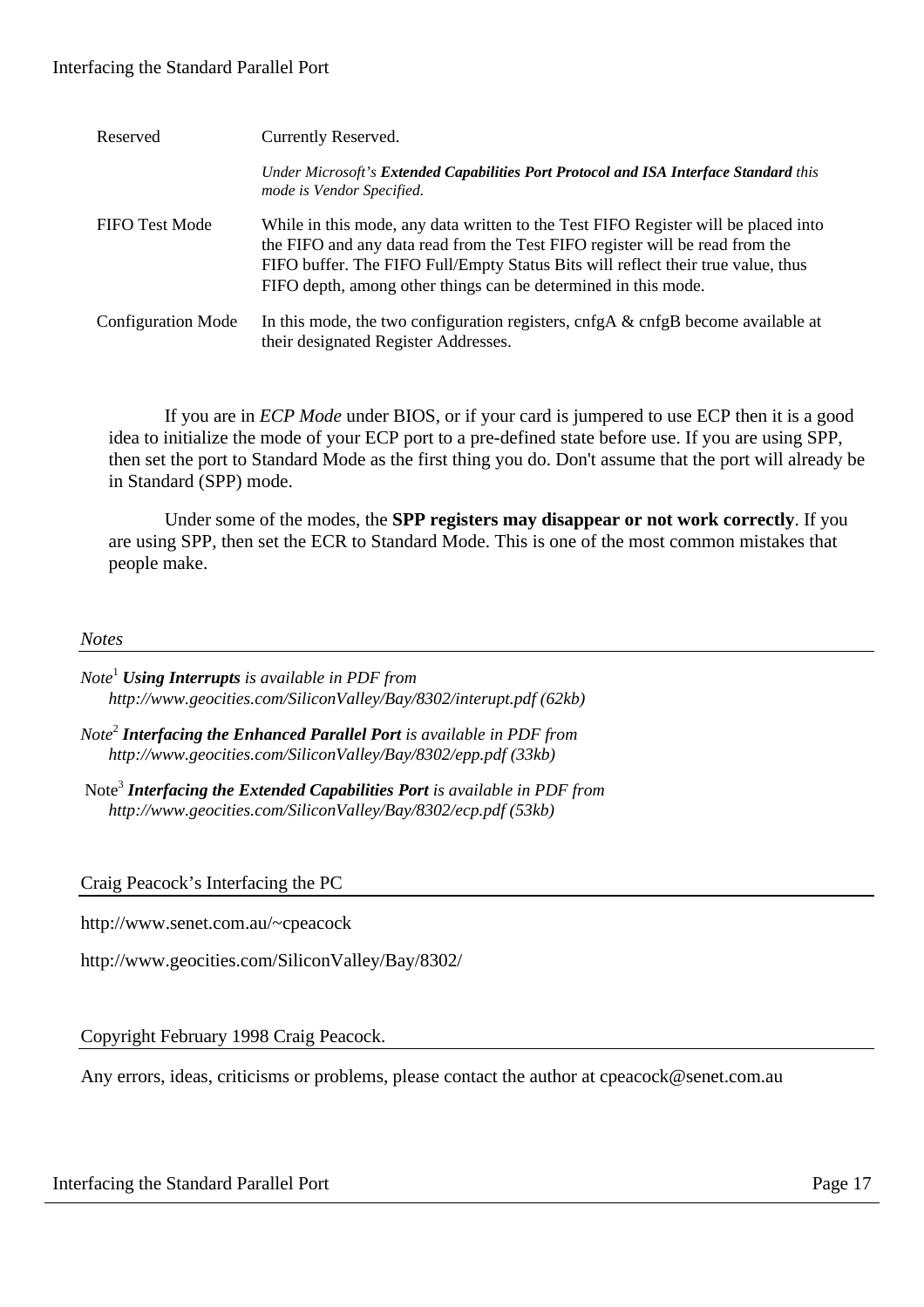| | |
|---|---|
| Reserved | Currently Reserved.<br><br>*Under Microsoft's **Extended Capabilities Port Protocol and ISA Interface Standard** this mode is Vendor Specified.* |
| FIFO Test Mode | While in this mode, any data written to the Test FIFO Register will be placed into the FIFO and any data read from the Test FIFO register will be read from the FIFO buffer. The FIFO Full/Empty Status Bits will reflect their true value, thus FIFO depth, among other things can be determined in this mode. |
| Configuration Mode | In this mode, the two configuration registers, cnfgA & cnfgB become available at their designated Register Addresses. |

If you are in *ECP Mode* under BIOS, or if your card is jumpered to use ECP then it is a good idea to initialize the mode of your ECP port to a pre-defined state before use. If you are using SPP, then set the port to Standard Mode as the first thing you do. Don't assume that the port will already be in Standard (SPP) mode.

Under some of the modes, the **SPP registers may disappear or not work correctly**. If you are using SPP, then set the ECR to Standard Mode. This is one of the most common mistakes that people make.

*Notes*

*Note[1] **Using Interrupts** is available in PDF from http://www.geocities.com/SiliconValley/Bay/8302/interupt.pdf (62kb)*

*Note[2] **Interfacing the Enhanced Parallel Port** is available in PDF from http://www.geocities.com/SiliconValley/Bay/8302/epp.pdf (33kb)*

Note[3] ***Interfacing the Extended Capabilities Port** is available in PDF from http://www.geocities.com/SiliconValley/Bay/8302/ecp.pdf (53kb)*

Craig Peacock's Interfacing the PC

http://www.senet.com.au/~cpeacock

http://www.geocities.com/SiliconValley/Bay/8302/

Copyright February 1998 Craig Peacock.

Any errors, ideas, criticisms or problems, please contact the author at cpeacock@senet.com.au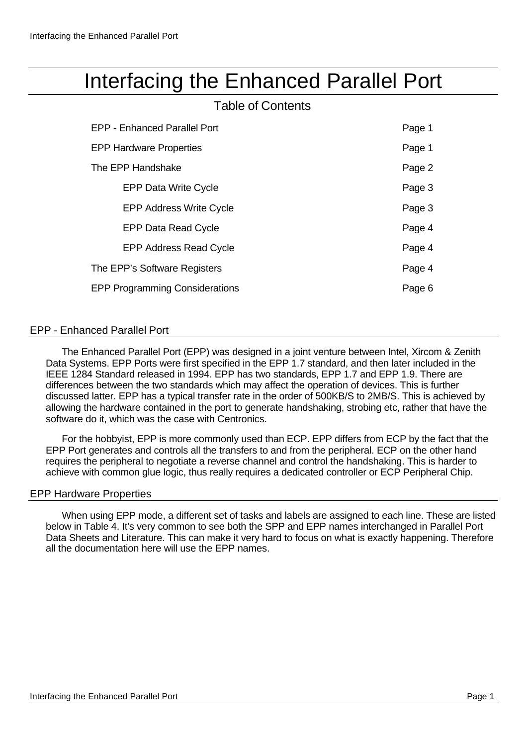# Interfacing the Enhanced Parallel Port

## Table of Contents

| | |
|---|---|
| EPP - Enhanced Parallel Port | Page 1 |
| EPP Hardware Properties | Page 1 |
| The EPP Handshake | Page 2 |
| EPP Data Write Cycle | Page 3 |
| EPP Address Write Cycle | Page 3 |
| EPP Data Read Cycle | Page 4 |
| EPP Address Read Cycle | Page 4 |
| The EPP's Software Registers | Page 4 |
| EPP Programming Considerations | Page 6 |

## EPP - Enhanced Parallel Port

The Enhanced Parallel Port (EPP) was designed in a joint venture between Intel, Xircom & Zenith Data Systems. EPP Ports were first specified in the EPP 1.7 standard, and then later included in the IEEE 1284 Standard released in 1994. EPP has two standards, EPP 1.7 and EPP 1.9. There are differences between the two standards which may affect the operation of devices. This is further discussed latter. EPP has a typical transfer rate in the order of 500KB/S to 2MB/S. This is achieved by allowing the hardware contained in the port to generate handshaking, strobing etc, rather that have the software do it, which was the case with Centronics.

For the hobbyist, EPP is more commonly used than ECP. EPP differs from ECP by the fact that the EPP Port generates and controls all the transfers to and from the peripheral. ECP on the other hand requires the peripheral to negotiate a reverse channel and control the handshaking. This is harder to achieve with common glue logic, thus really requires a dedicated controller or ECP Peripheral Chip.

## EPP Hardware Properties

When using EPP mode, a different set of tasks and labels are assigned to each line. These are listed below in Table 4. It's very common to see both the SPP and EPP names interchanged in Parallel Port Data Sheets and Literature. This can make it very hard to focus on what is exactly happening. Therefore all the documentation here will use the EPP names.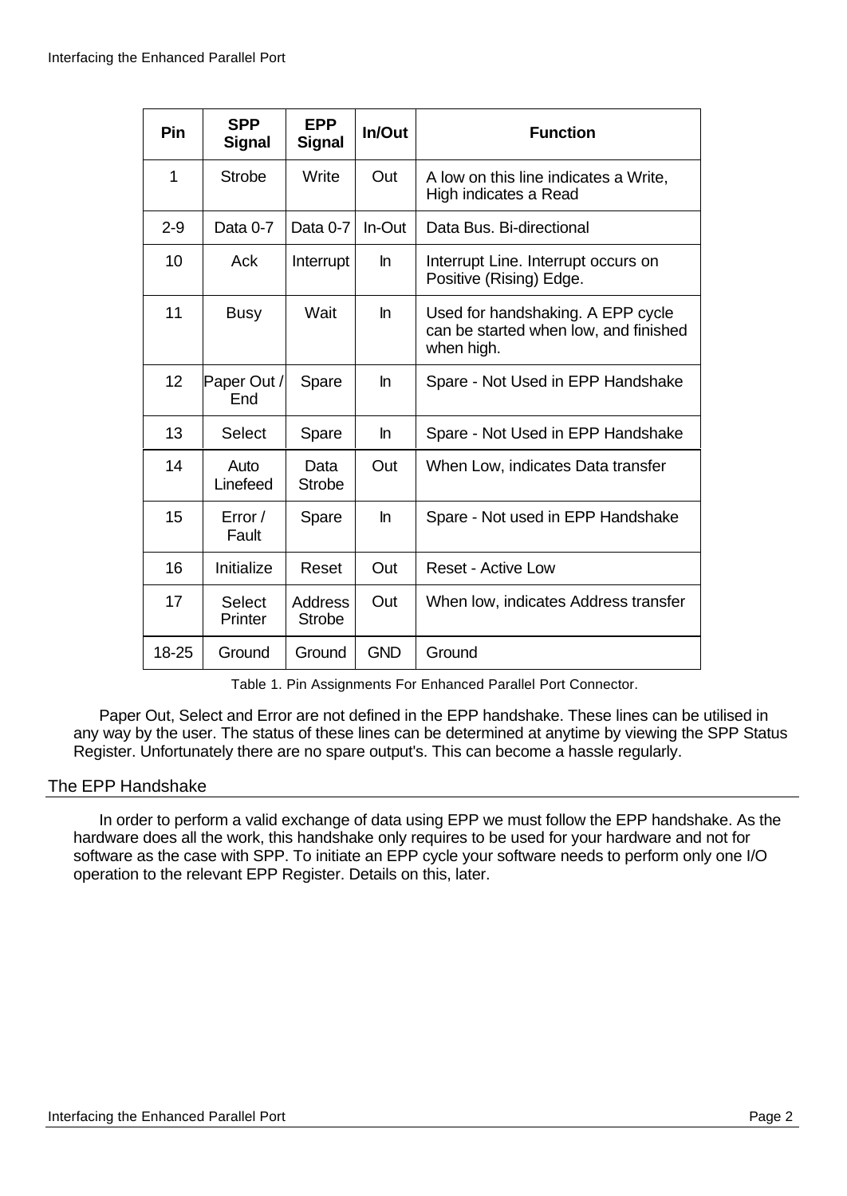| Pin | SPP Signal | EPP Signal | In/Out | Function |
|---|---|---|---|---|
| 1 | Strobe | Write | Out | A low on this line indicates a Write, High indicates a Read |
| 2-9 | Data 0-7 | Data 0-7 | In-Out | Data Bus. Bi-directional |
| 10 | Ack | Interrupt | In | Interrupt Line. Interrupt occurs on Positive (Rising) Edge. |
| 11 | Busy | Wait | In | Used for handshaking. A EPP cycle can be started when low, and finished when high. |
| 12 | Paper Out / End | Spare | In | Spare - Not Used in EPP Handshake |
| 13 | Select | Spare | In | Spare - Not Used in EPP Handshake |
| 14 | Auto Linefeed | Data Strobe | Out | When Low, indicates Data transfer |
| 15 | Error / Fault | Spare | In | Spare - Not used in EPP Handshake |
| 16 | Initialize | Reset | Out | Reset - Active Low |
| 17 | Select Printer | Address Strobe | Out | When low, indicates Address transfer |
| 18-25 | Ground | Ground | GND | Ground |

Table 1. Pin Assignments For Enhanced Parallel Port Connector.

Paper Out, Select and Error are not defined in the EPP handshake. These lines can be utilised in any way by the user. The status of these lines can be determined at anytime by viewing the SPP Status Register. Unfortunately there are no spare output's. This can become a hassle regularly.

## The EPP Handshake

In order to perform a valid exchange of data using EPP we must follow the EPP handshake. As the hardware does all the work, this handshake only requires to be used for your hardware and not for software as the case with SPP. To initiate an EPP cycle your software needs to perform only one I/O operation to the relevant EPP Register. Details on this, later.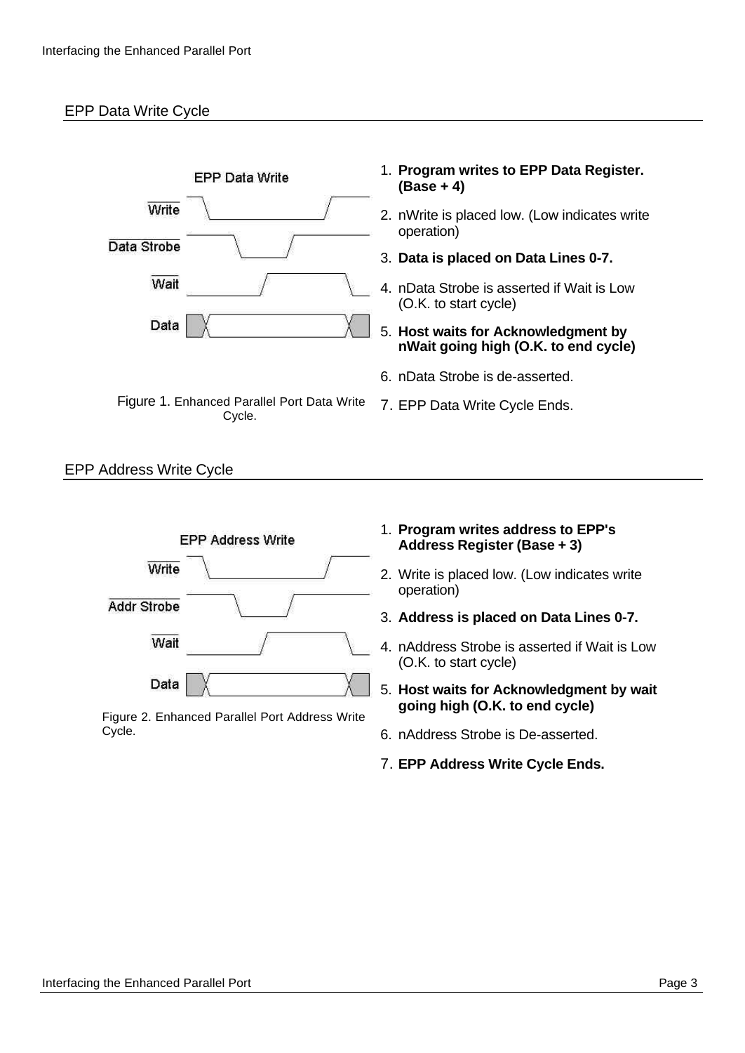## EPP Data Write Cycle

Figure 1. Enhanced Parallel Port Data Write Cycle.

1. **Program writes to EPP Data Register. (Base + 4)**
2. nWrite is placed low. (Low indicates write operation)
3. **Data is placed on Data Lines 0-7.**
4. nData Strobe is asserted if Wait is Low (O.K. to start cycle)
5. **Host waits for Acknowledgment by nWait going high (O.K. to end cycle)**
6. nData Strobe is de-asserted.
7. EPP Data Write Cycle Ends.

## EPP Address Write Cycle

Figure 2. Enhanced Parallel Port Address Write Cycle.

1. **Program writes address to EPP's Address Register (Base + 3)**
2. Write is placed low. (Low indicates write operation)
3. **Address is placed on Data Lines 0-7.**
4. nAddress Strobe is asserted if Wait is Low (O.K. to start cycle)
5. **Host waits for Acknowledgment by wait going high (O.K. to end cycle)**
6. nAddress Strobe is De-asserted.
7. **EPP Address Write Cycle Ends.**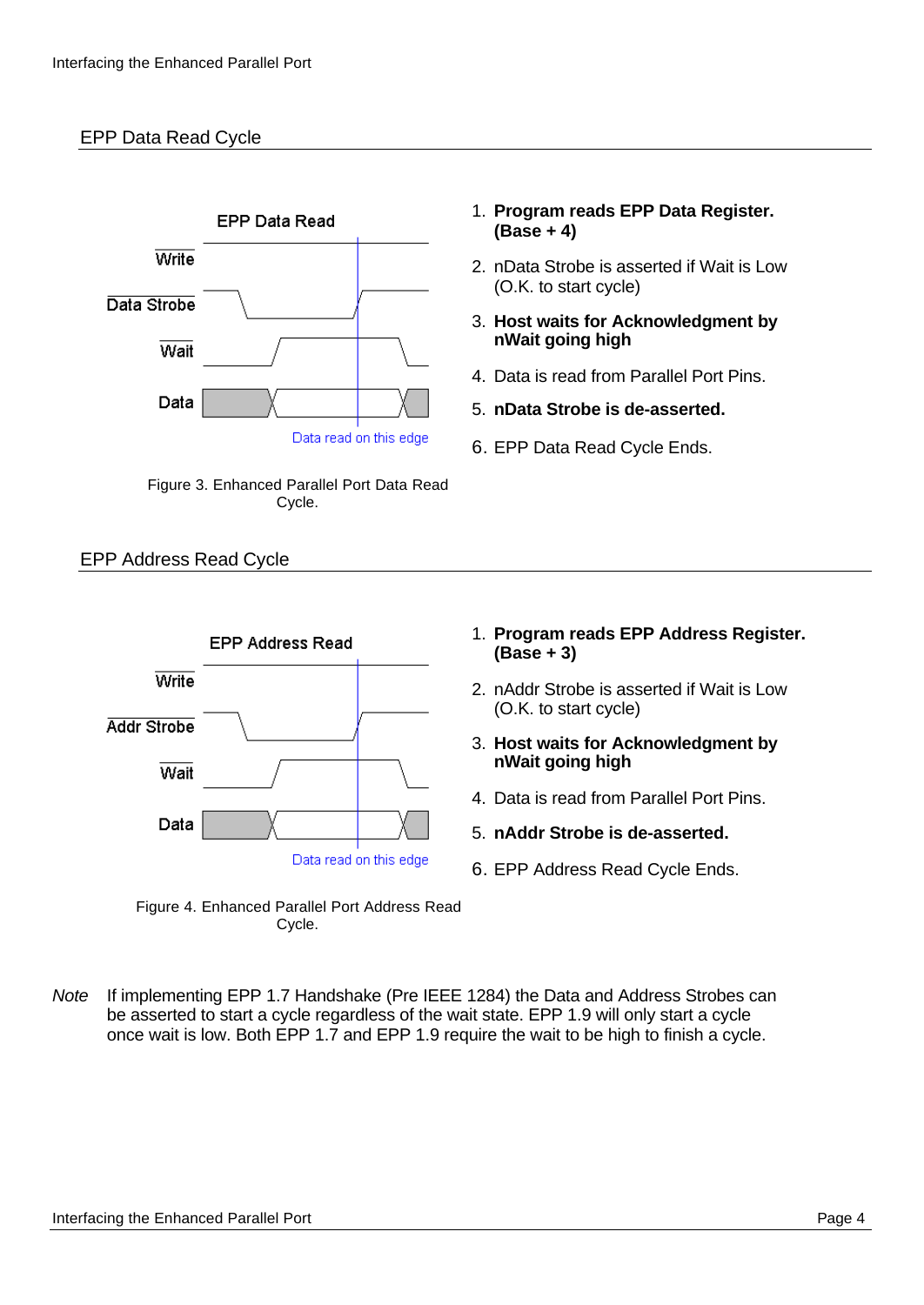## EPP Data Read Cycle

EPP Data Read

Write

Data Strobe

Wait

Data

Data read on this edge

Figure 3. Enhanced Parallel Port Data Read Cycle.

1. **Program reads EPP Data Register. (Base + 4)**
2. nData Strobe is asserted if Wait is Low (O.K. to start cycle)
3. **Host waits for Acknowledgment by nWait going high**
4. Data is read from Parallel Port Pins.
5. **nData Strobe is de-asserted.**
6. EPP Data Read Cycle Ends.

## EPP Address Read Cycle

EPP Address Read

Write

Addr Strobe

Wait

Data

Data read on this edge

Figure 4. Enhanced Parallel Port Address Read Cycle.

1. **Program reads EPP Address Register. (Base + 3)**
2. nAddr Strobe is asserted if Wait is Low (O.K. to start cycle)
3. **Host waits for Acknowledgment by nWait going high**
4. Data is read from Parallel Port Pins.
5. **nAddr Strobe is de-asserted.**
6. EPP Address Read Cycle Ends.

*Note* If implementing EPP 1.7 Handshake (Pre IEEE 1284) the Data and Address Strobes can be asserted to start a cycle regardless of the wait state. EPP 1.9 will only start a cycle once wait is low. Both EPP 1.7 and EPP 1.9 require the wait to be high to finish a cycle.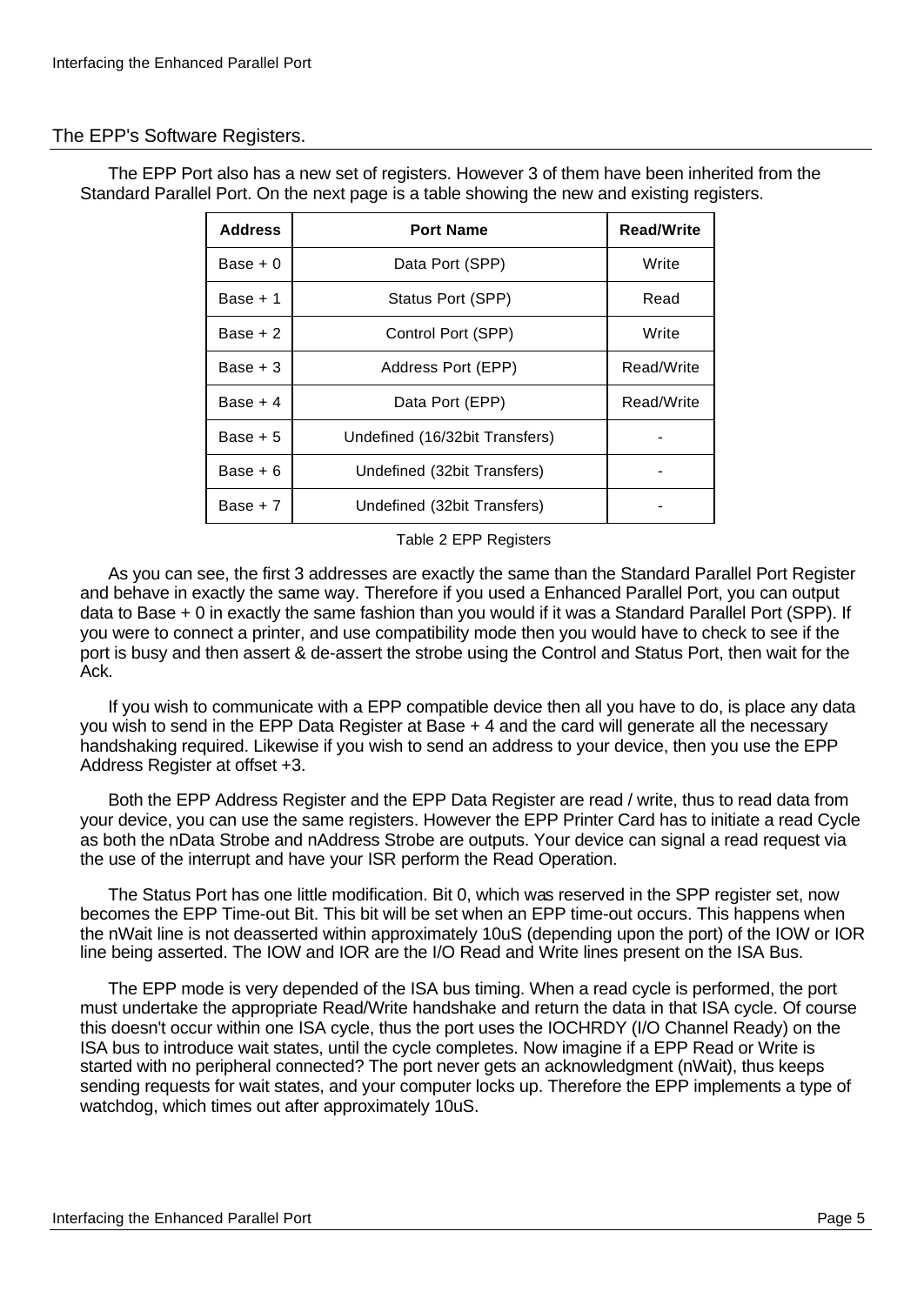## The EPP's Software Registers.

The EPP Port also has a new set of registers. However 3 of them have been inherited from the Standard Parallel Port. On the next page is a table showing the new and existing registers.

| Address | Port Name | Read/Write |
|---|---|---|
| Base + 0 | Data Port (SPP) | Write |
| Base + 1 | Status Port (SPP) | Read |
| Base + 2 | Control Port (SPP) | Write |
| Base + 3 | Address Port (EPP) | Read/Write |
| Base + 4 | Data Port (EPP) | Read/Write |
| Base + 5 | Undefined (16/32bit Transfers) | - |
| Base + 6 | Undefined (32bit Transfers) | - |
| Base + 7 | Undefined (32bit Transfers) | - |

Table 2 EPP Registers

As you can see, the first 3 addresses are exactly the same than the Standard Parallel Port Register and behave in exactly the same way. Therefore if you used a Enhanced Parallel Port, you can output data to Base + 0 in exactly the same fashion than you would if it was a Standard Parallel Port (SPP). If you were to connect a printer, and use compatibility mode then you would have to check to see if the port is busy and then assert & de-assert the strobe using the Control and Status Port, then wait for the Ack.

If you wish to communicate with a EPP compatible device then all you have to do, is place any data you wish to send in the EPP Data Register at Base + 4 and the card will generate all the necessary handshaking required. Likewise if you wish to send an address to your device, then you use the EPP Address Register at offset +3.

Both the EPP Address Register and the EPP Data Register are read / write, thus to read data from your device, you can use the same registers. However the EPP Printer Card has to initiate a read Cycle as both the nData Strobe and nAddress Strobe are outputs. Your device can signal a read request via the use of the interrupt and have your ISR perform the Read Operation.

The Status Port has one little modification. Bit 0, which was reserved in the SPP register set, now becomes the EPP Time-out Bit. This bit will be set when an EPP time-out occurs. This happens when the nWait line is not deasserted within approximately 10uS (depending upon the port) of the IOW or IOR line being asserted. The IOW and IOR are the I/O Read and Write lines present on the ISA Bus.

The EPP mode is very depended of the ISA bus timing. When a read cycle is performed, the port must undertake the appropriate Read/Write handshake and return the data in that ISA cycle. Of course this doesn't occur within one ISA cycle, thus the port uses the IOCHRDY (I/O Channel Ready) on the ISA bus to introduce wait states, until the cycle completes. Now imagine if a EPP Read or Write is started with no peripheral connected? The port never gets an acknowledgment (nWait), thus keeps sending requests for wait states, and your computer locks up. Therefore the EPP implements a type of watchdog, which times out after approximately 10uS.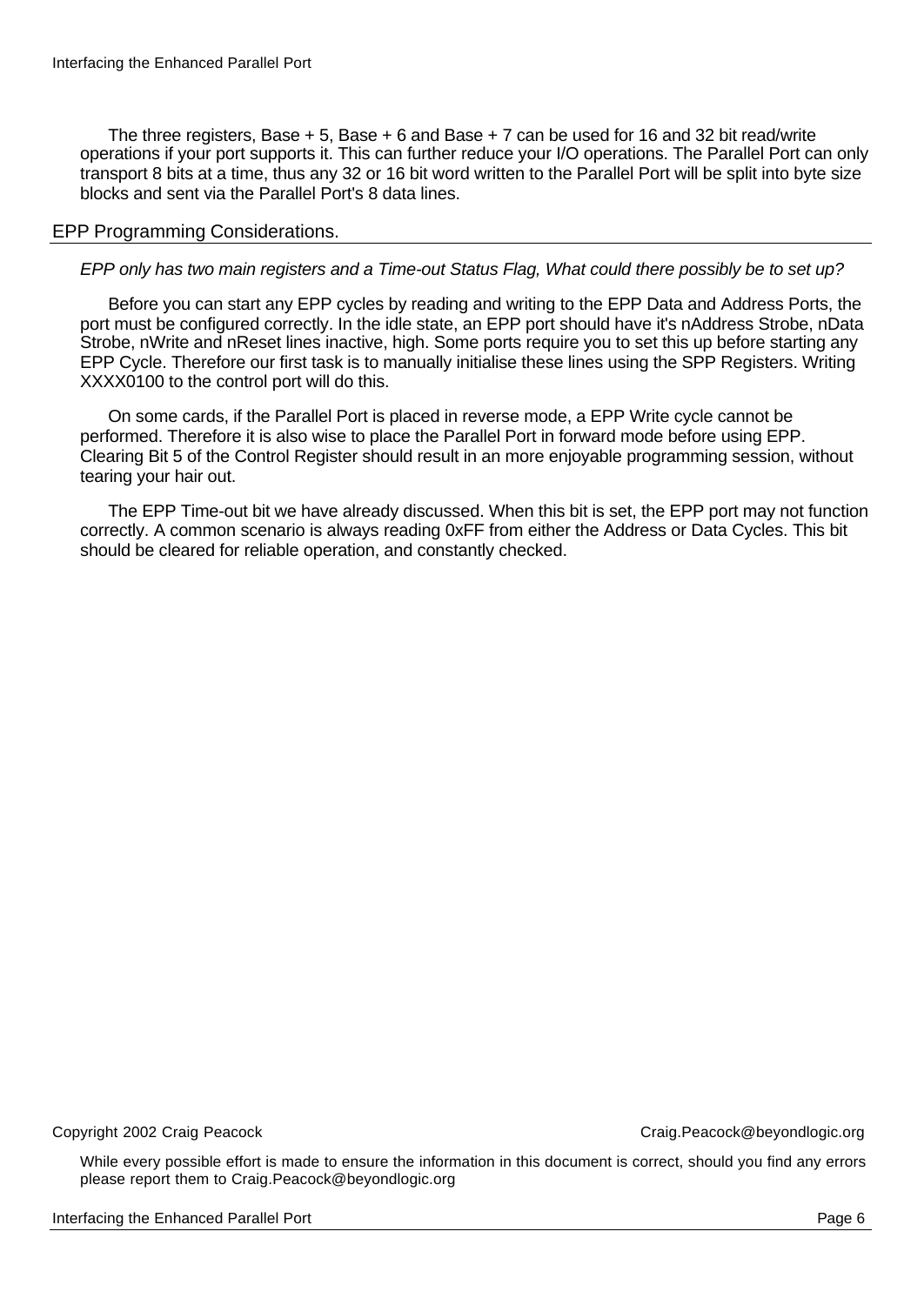The three registers, Base + 5, Base + 6 and Base + 7 can be used for 16 and 32 bit read/write operations if your port supports it. This can further reduce your I/O operations. The Parallel Port can only transport 8 bits at a time, thus any 32 or 16 bit word written to the Parallel Port will be split into byte size blocks and sent via the Parallel Port's 8 data lines.

## EPP Programming Considerations.

*EPP only has two main registers and a Time-out Status Flag, What could there possibly be to set up?*

Before you can start any EPP cycles by reading and writing to the EPP Data and Address Ports, the port must be configured correctly. In the idle state, an EPP port should have it's nAddress Strobe, nData Strobe, nWrite and nReset lines inactive, high. Some ports require you to set this up before starting any EPP Cycle. Therefore our first task is to manually initialise these lines using the SPP Registers. Writing XXXX0100 to the control port will do this.

On some cards, if the Parallel Port is placed in reverse mode, a EPP Write cycle cannot be performed. Therefore it is also wise to place the Parallel Port in forward mode before using EPP. Clearing Bit 5 of the Control Register should result in an more enjoyable programming session, without tearing your hair out.

The EPP Time-out bit we have already discussed. When this bit is set, the EPP port may not function correctly. A common scenario is always reading 0xFF from either the Address or Data Cycles. This bit should be cleared for reliable operation, and constantly checked.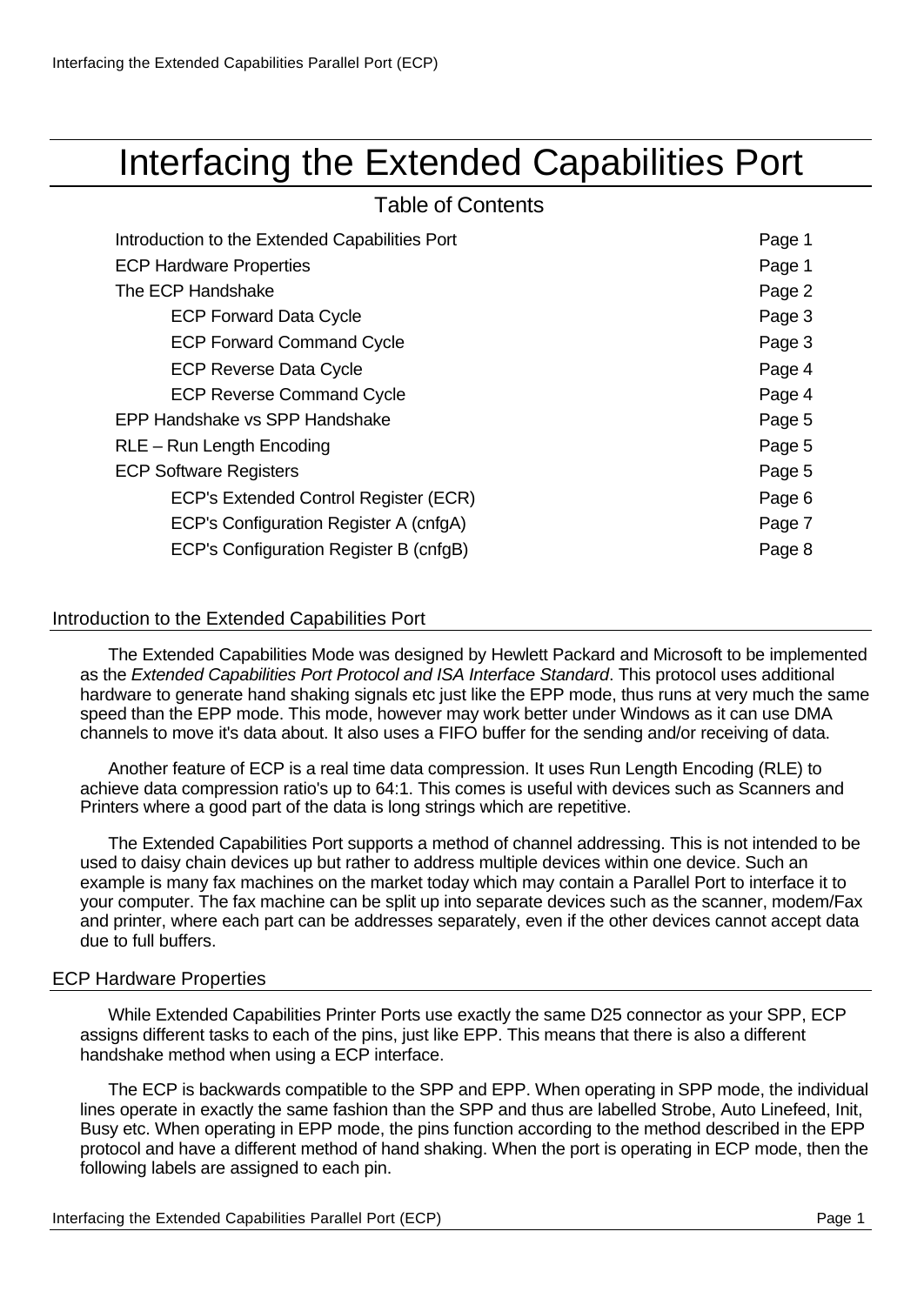# Interfacing the Extended Capabilities Port

## Table of Contents

| | |
|---|---|
| Introduction to the Extended Capabilities Port | Page 1 |
| ECP Hardware Properties | Page 1 |
| The ECP Handshake | Page 2 |
| ECP Forward Data Cycle | Page 3 |
| ECP Forward Command Cycle | Page 3 |
| ECP Reverse Data Cycle | Page 4 |
| ECP Reverse Command Cycle | Page 4 |
| EPP Handshake vs SPP Handshake | Page 5 |
| RLE – Run Length Encoding | Page 5 |
| ECP Software Registers | Page 5 |
| ECP's Extended Control Register (ECR) | Page 6 |
| ECP's Configuration Register A (cnfgA) | Page 7 |
| ECP's Configuration Register B (cnfgB) | Page 8 |

## Introduction to the Extended Capabilities Port

The Extended Capabilities Mode was designed by Hewlett Packard and Microsoft to be implemented as the *Extended Capabilities Port Protocol and ISA Interface Standard*. This protocol uses additional hardware to generate hand shaking signals etc just like the EPP mode, thus runs at very much the same speed than the EPP mode. This mode, however may work better under Windows as it can use DMA channels to move it's data about. It also uses a FIFO buffer for the sending and/or receiving of data.

Another feature of ECP is a real time data compression. It uses Run Length Encoding (RLE) to achieve data compression ratio's up to 64:1. This comes is useful with devices such as Scanners and Printers where a good part of the data is long strings which are repetitive.

The Extended Capabilities Port supports a method of channel addressing. This is not intended to be used to daisy chain devices up but rather to address multiple devices within one device. Such an example is many fax machines on the market today which may contain a Parallel Port to interface it to your computer. The fax machine can be split up into separate devices such as the scanner, modem/Fax and printer, where each part can be addresses separately, even if the other devices cannot accept data due to full buffers.

## ECP Hardware Properties

While Extended Capabilities Printer Ports use exactly the same D25 connector as your SPP, ECP assigns different tasks to each of the pins, just like EPP. This means that there is also a different handshake method when using a ECP interface.

The ECP is backwards compatible to the SPP and EPP. When operating in SPP mode, the individual lines operate in exactly the same fashion than the SPP and thus are labelled Strobe, Auto Linefeed, Init, Busy etc. When operating in EPP mode, the pins function according to the method described in the EPP protocol and have a different method of hand shaking. When the port is operating in ECP mode, then the following labels are assigned to each pin.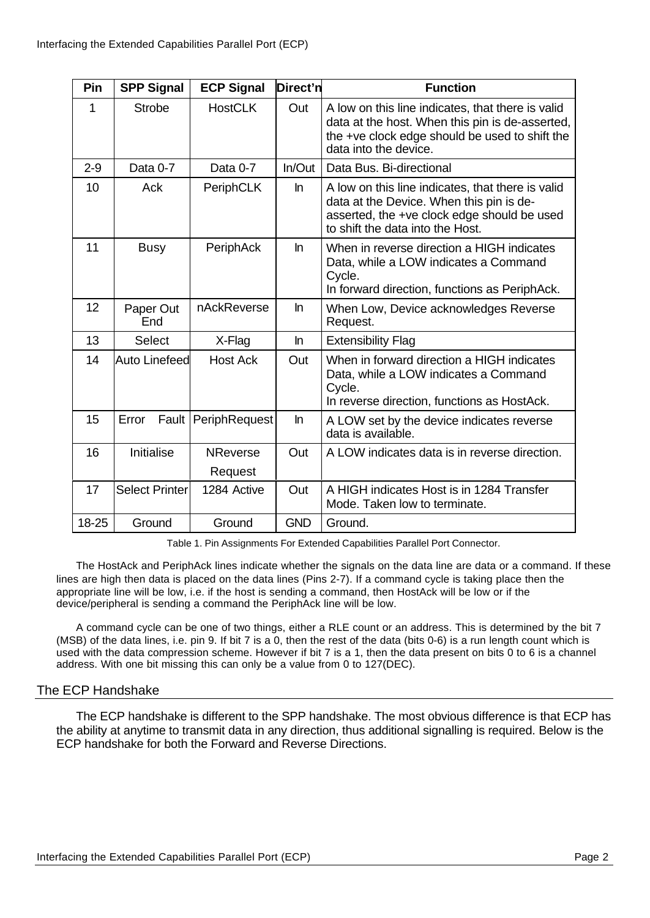| Pin | SPP Signal | ECP Signal | Direct'n | Function |
|---|---|---|---|---|
| 1 | Strobe | HostCLK | Out | A low on this line indicates, that there is valid data at the host. When this pin is de-asserted, the +ve clock edge should be used to shift the data into the device. |
| 2-9 | Data 0-7 | Data 0-7 | In/Out | Data Bus. Bi-directional |
| 10 | Ack | PeriphCLK | In | A low on this line indicates, that there is valid data at the Device. When this pin is de-asserted, the +ve clock edge should be used to shift the data into the Host. |
| 11 | Busy | PeriphAck | In | When in reverse direction a HIGH indicates Data, while a LOW indicates a Command Cycle. In forward direction, functions as PeriphAck. |
| 12 | Paper Out End | nAckReverse | In | When Low, Device acknowledges Reverse Request. |
| 13 | Select | X-Flag | In | Extensibility Flag |
| 14 | Auto Linefeed | Host Ack | Out | When in forward direction a HIGH indicates Data, while a LOW indicates a Command Cycle. In reverse direction, functions as HostAck. |
| 15 | Error Fault | PeriphRequest | In | A LOW set by the device indicates reverse data is available. |
| 16 | Initialise | NReverse Request | Out | A LOW indicates data is in reverse direction. |
| 17 | Select Printer | 1284 Active | Out | A HIGH indicates Host is in 1284 Transfer Mode. Taken low to terminate. |
| 18-25 | Ground | Ground | GND | Ground. |

Table 1. Pin Assignments For Extended Capabilities Parallel Port Connector.

The HostAck and PeriphAck lines indicate whether the signals on the data line are data or a command. If these lines are high then data is placed on the data lines (Pins 2-7). If a command cycle is taking place then the appropriate line will be low, i.e. if the host is sending a command, then HostAck will be low or if the device/peripheral is sending a command the PeriphAck line will be low.

A command cycle can be one of two things, either a RLE count or an address. This is determined by the bit 7 (MSB) of the data lines, i.e. pin 9. If bit 7 is a 0, then the rest of the data (bits 0-6) is a run length count which is used with the data compression scheme. However if bit 7 is a 1, then the data present on bits 0 to 6 is a channel address. With one bit missing this can only be a value from 0 to 127(DEC).

## The ECP Handshake

The ECP handshake is different to the SPP handshake. The most obvious difference is that ECP has the ability at anytime to transmit data in any direction, thus additional signalling is required. Below is the ECP handshake for both the Forward and Reverse Directions.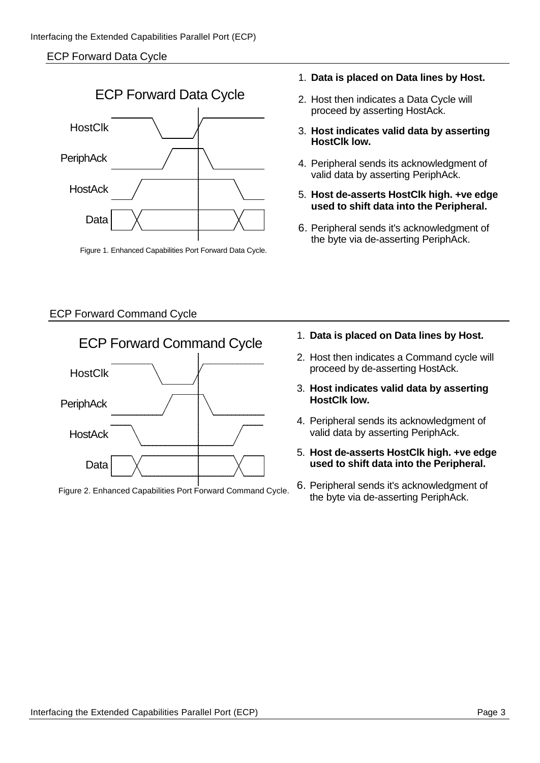## ECP Forward Data Cycle

ECP Forward Data Cycle

HostClk

PeriphAck

HostAck

Data

Figure 1. Enhanced Capabilities Port Forward Data Cycle.

1. **Data is placed on Data lines by Host.**
2. Host then indicates a Data Cycle will proceed by asserting HostAck.
3. **Host indicates valid data by asserting HostClk low.**
4. Peripheral sends its acknowledgment of valid data by asserting PeriphAck.
5. **Host de-asserts HostClk high. +ve edge used to shift data into the Peripheral.**
6. Peripheral sends it's acknowledgment of the byte via de-asserting PeriphAck.

## ECP Forward Command Cycle

ECP Forward Command Cycle

HostClk

PeriphAck

HostAck

Data

Figure 2. Enhanced Capabilities Port Forward Command Cycle.

1. **Data is placed on Data lines by Host.**
2. Host then indicates a Command cycle will proceed by de-asserting HostAck.
3. **Host indicates valid data by asserting HostClk low.**
4. Peripheral sends its acknowledgment of valid data by asserting PeriphAck.
5. **Host de-asserts HostClk high. +ve edge used to shift data into the Peripheral.**
6. Peripheral sends it's acknowledgment of the byte via de-asserting PeriphAck.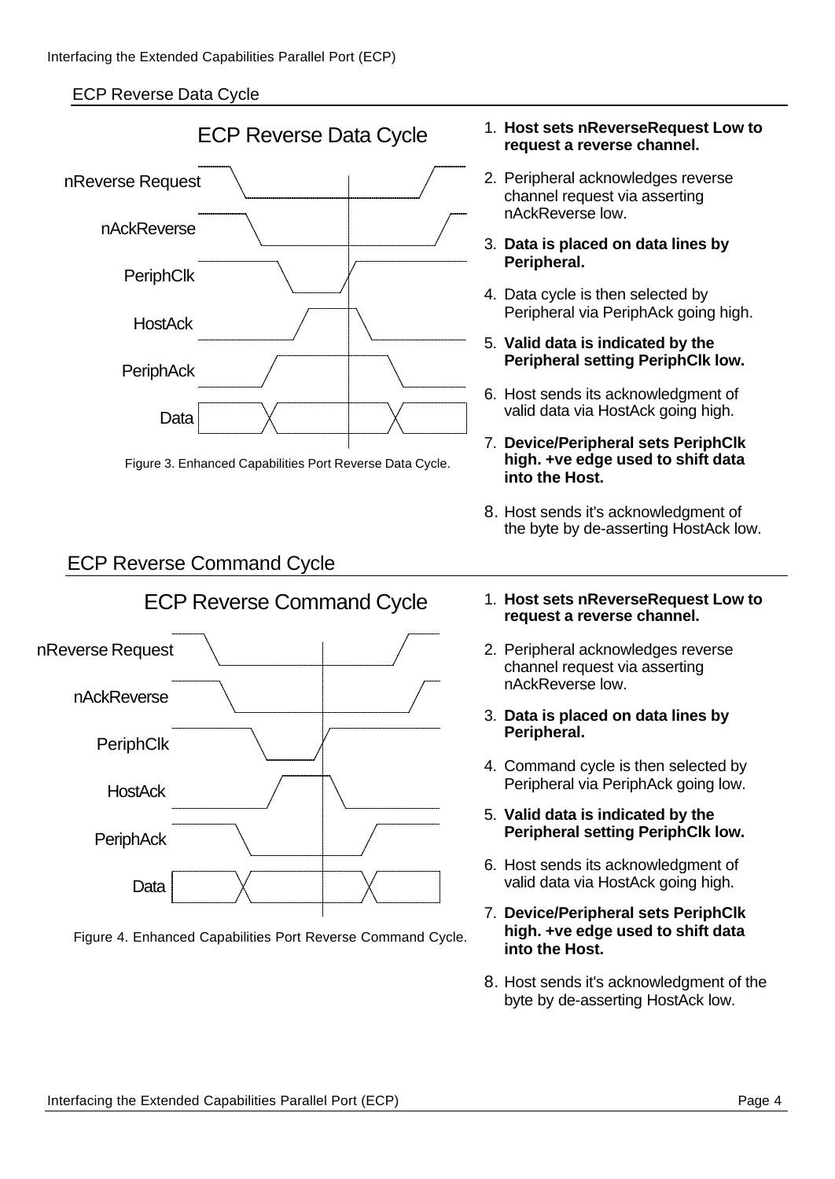## ECP Reverse Data Cycle

ECP Reverse Data Cycle

nReverse Request

nAckReverse

PeriphClk

HostAck

PeriphAck

Data

Figure 3. Enhanced Capabilities Port Reverse Data Cycle.

1. **Host sets nReverseRequest Low to request a reverse channel.**
2. Peripheral acknowledges reverse channel request via asserting nAckReverse low.
3. **Data is placed on data lines by Peripheral.**
4. Data cycle is then selected by Peripheral via PeriphAck going high.
5. **Valid data is indicated by the Peripheral setting PeriphClk low.**
6. Host sends its acknowledgment of valid data via HostAck going high.
7. **Device/Peripheral sets PeriphClk high. +ve edge used to shift data into the Host.**
8. Host sends it's acknowledgment of the byte by de-asserting HostAck low.

## ECP Reverse Command Cycle

ECP Reverse Command Cycle

nReverse Request

nAckReverse

PeriphClk

HostAck

PeriphAck

Data

Figure 4. Enhanced Capabilities Port Reverse Command Cycle.

1. **Host sets nReverseRequest Low to request a reverse channel.**
2. Peripheral acknowledges reverse channel request via asserting nAckReverse low.
3. **Data is placed on data lines by Peripheral.**
4. Command cycle is then selected by Peripheral via PeriphAck going low.
5. **Valid data is indicated by the Peripheral setting PeriphClk low.**
6. Host sends its acknowledgment of valid data via HostAck going high.
7. **Device/Peripheral sets PeriphClk high. +ve edge used to shift data into the Host.**
8. Host sends it's acknowledgment of the byte by de-asserting HostAck low.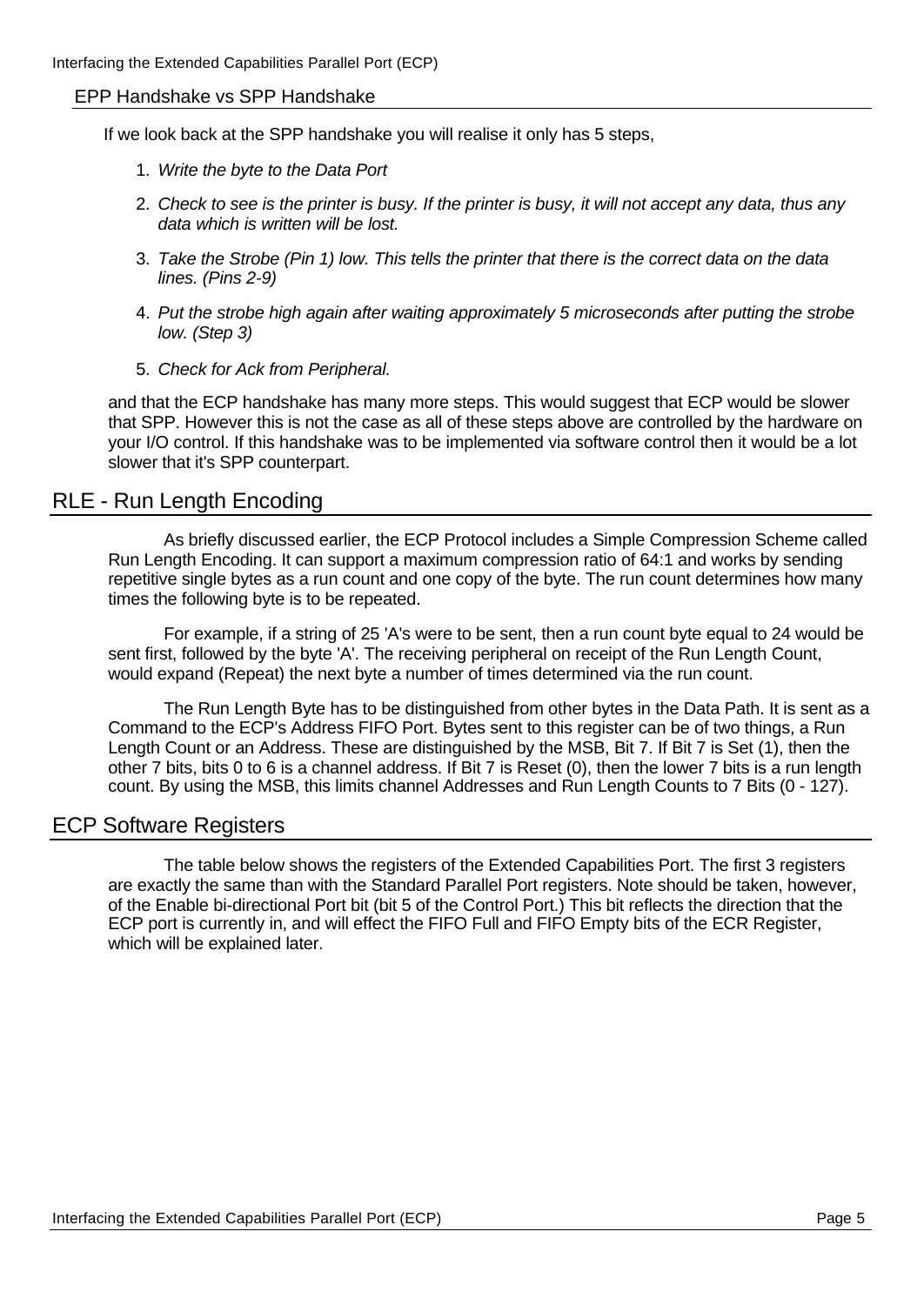### EPP Handshake vs SPP Handshake

If we look back at the SPP handshake you will realise it only has 5 steps,

1. *Write the byte to the Data Port*
2. *Check to see is the printer is busy. If the printer is busy, it will not accept any data, thus any data which is written will be lost.*
3. *Take the Strobe (Pin 1) low. This tells the printer that there is the correct data on the data lines. (Pins 2-9)*
4. *Put the strobe high again after waiting approximately 5 microseconds after putting the strobe low. (Step 3)*
5. *Check for Ack from Peripheral.*

and that the ECP handshake has many more steps. This would suggest that ECP would be slower that SPP. However this is not the case as all of these steps above are controlled by the hardware on your I/O control. If this handshake was to be implemented via software control then it would be a lot slower that it's SPP counterpart.

## RLE - Run Length Encoding

As briefly discussed earlier, the ECP Protocol includes a Simple Compression Scheme called Run Length Encoding. It can support a maximum compression ratio of 64:1 and works by sending repetitive single bytes as a run count and one copy of the byte. The run count determines how many times the following byte is to be repeated.

For example, if a string of 25 'A's were to be sent, then a run count byte equal to 24 would be sent first, followed by the byte 'A'. The receiving peripheral on receipt of the Run Length Count, would expand (Repeat) the next byte a number of times determined via the run count.

The Run Length Byte has to be distinguished from other bytes in the Data Path. It is sent as a Command to the ECP's Address FIFO Port. Bytes sent to this register can be of two things, a Run Length Count or an Address. These are distinguished by the MSB, Bit 7. If Bit 7 is Set (1), then the other 7 bits, bits 0 to 6 is a channel address. If Bit 7 is Reset (0), then the lower 7 bits is a run length count. By using the MSB, this limits channel Addresses and Run Length Counts to 7 Bits (0 - 127).

## ECP Software Registers

The table below shows the registers of the Extended Capabilities Port. The first 3 registers are exactly the same than with the Standard Parallel Port registers. Note should be taken, however, of the Enable bi-directional Port bit (bit 5 of the Control Port.) This bit reflects the direction that the ECP port is currently in, and will effect the FIFO Full and FIFO Empty bits of the ECR Register, which will be explained later.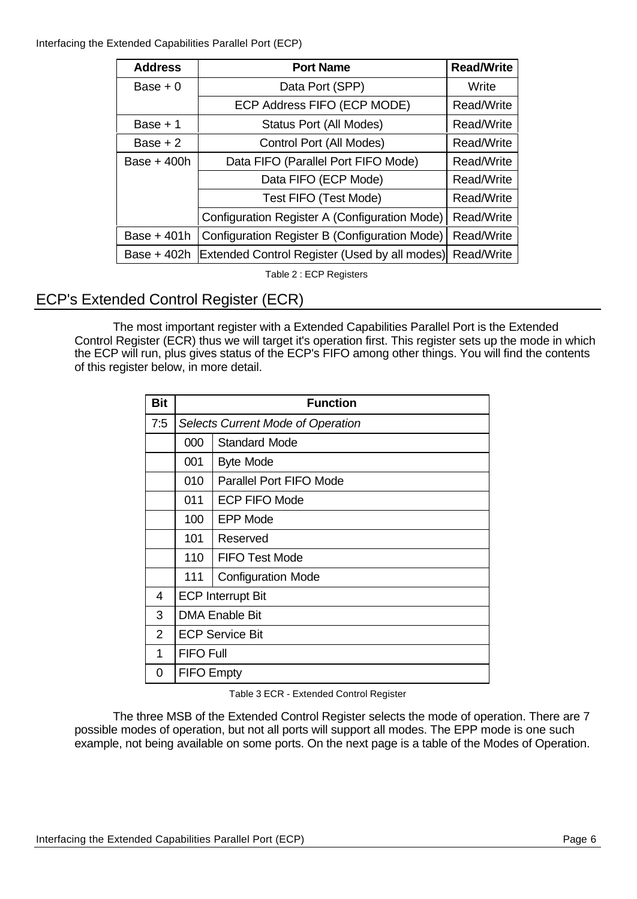| Address | Port Name | Read/Write |
|---|---|---|
| Base + 0 | Data Port (SPP) | Write |
| | ECP Address FIFO (ECP MODE) | Read/Write |
| Base + 1 | Status Port (All Modes) | Read/Write |
| Base + 2 | Control Port (All Modes) | Read/Write |
| Base + 400h | Data FIFO (Parallel Port FIFO Mode) | Read/Write |
| | Data FIFO (ECP Mode) | Read/Write |
| | Test FIFO (Test Mode) | Read/Write |
| | Configuration Register A (Configuration Mode) | Read/Write |
| Base + 401h | Configuration Register B (Configuration Mode) | Read/Write |
| Base + 402h | Extended Control Register (Used by all modes) | Read/Write |

Table 2 : ECP Registers

## ECP's Extended Control Register (ECR)

The most important register with a Extended Capabilities Parallel Port is the Extended Control Register (ECR) thus we will target it's operation first. This register sets up the mode in which the ECP will run, plus gives status of the ECP's FIFO among other things. You will find the contents of this register below, in more detail.

| Bit | Function | |
|---|---|---|
| 7:5 | *Selects Current Mode of Operation* | |
| | 000 | Standard Mode |
| | 001 | Byte Mode |
| | 010 | Parallel Port FIFO Mode |
| | 011 | ECP FIFO Mode |
| | 100 | EPP Mode |
| | 101 | Reserved |
| | 110 | FIFO Test Mode |
| | 111 | Configuration Mode |
| 4 | ECP Interrupt Bit | |
| 3 | DMA Enable Bit | |
| 2 | ECP Service Bit | |
| 1 | FIFO Full | |
| 0 | FIFO Empty | |

Table 3 ECR - Extended Control Register

The three MSB of the Extended Control Register selects the mode of operation. There are 7 possible modes of operation, but not all ports will support all modes. The EPP mode is one such example, not being available on some ports. On the next page is a table of the Modes of Operation.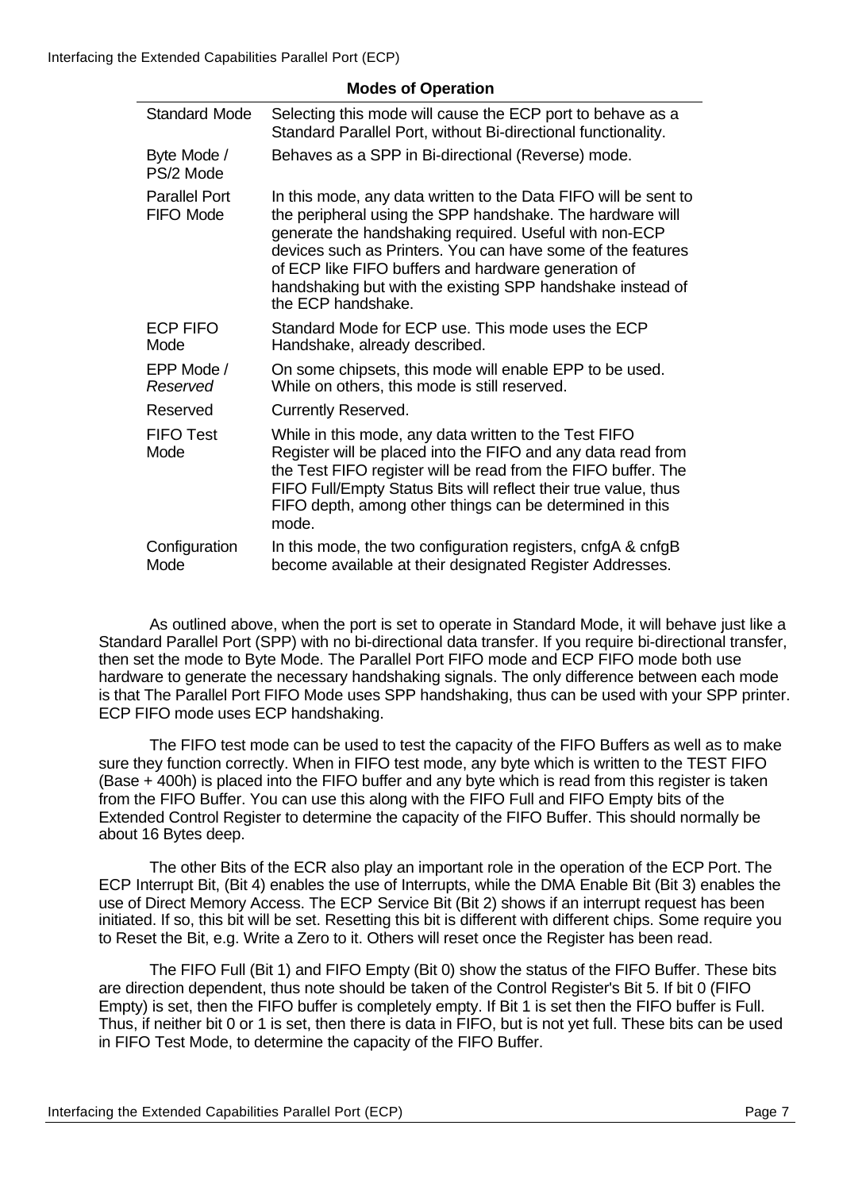**Modes of Operation**

| | |
|---|---|
| Standard Mode | Selecting this mode will cause the ECP port to behave as a Standard Parallel Port, without Bi-directional functionality. |
| Byte Mode / PS/2 Mode | Behaves as a SPP in Bi-directional (Reverse) mode. |
| Parallel Port FIFO Mode | In this mode, any data written to the Data FIFO will be sent to the peripheral using the SPP handshake. The hardware will generate the handshaking required. Useful with non-ECP devices such as Printers. You can have some of the features of ECP like FIFO buffers and hardware generation of handshaking but with the existing SPP handshake instead of the ECP handshake. |
| ECP FIFO Mode | Standard Mode for ECP use. This mode uses the ECP Handshake, already described. |
| EPP Mode / *Reserved* | On some chipsets, this mode will enable EPP to be used. While on others, this mode is still reserved. |
| Reserved | Currently Reserved. |
| FIFO Test Mode | While in this mode, any data written to the Test FIFO Register will be placed into the FIFO and any data read from the Test FIFO register will be read from the FIFO buffer. The FIFO Full/Empty Status Bits will reflect their true value, thus FIFO depth, among other things can be determined in this mode. |
| Configuration Mode | In this mode, the two configuration registers, cnfgA & cnfgB become available at their designated Register Addresses. |

As outlined above, when the port is set to operate in Standard Mode, it will behave just like a Standard Parallel Port (SPP) with no bi-directional data transfer. If you require bi-directional transfer, then set the mode to Byte Mode. The Parallel Port FIFO mode and ECP FIFO mode both use hardware to generate the necessary handshaking signals. The only difference between each mode is that The Parallel Port FIFO Mode uses SPP handshaking, thus can be used with your SPP printer. ECP FIFO mode uses ECP handshaking.

The FIFO test mode can be used to test the capacity of the FIFO Buffers as well as to make sure they function correctly. When in FIFO test mode, any byte which is written to the TEST FIFO (Base + 400h) is placed into the FIFO buffer and any byte which is read from this register is taken from the FIFO Buffer. You can use this along with the FIFO Full and FIFO Empty bits of the Extended Control Register to determine the capacity of the FIFO Buffer. This should normally be about 16 Bytes deep.

The other Bits of the ECR also play an important role in the operation of the ECP Port. The ECP Interrupt Bit, (Bit 4) enables the use of Interrupts, while the DMA Enable Bit (Bit 3) enables the use of Direct Memory Access. The ECP Service Bit (Bit 2) shows if an interrupt request has been initiated. If so, this bit will be set. Resetting this bit is different with different chips. Some require you to Reset the Bit, e.g. Write a Zero to it. Others will reset once the Register has been read.

The FIFO Full (Bit 1) and FIFO Empty (Bit 0) show the status of the FIFO Buffer. These bits are direction dependent, thus note should be taken of the Control Register's Bit 5. If bit 0 (FIFO Empty) is set, then the FIFO buffer is completely empty. If Bit 1 is set then the FIFO buffer is Full. Thus, if neither bit 0 or 1 is set, then there is data in FIFO, but is not yet full. These bits can be used in FIFO Test Mode, to determine the capacity of the FIFO Buffer.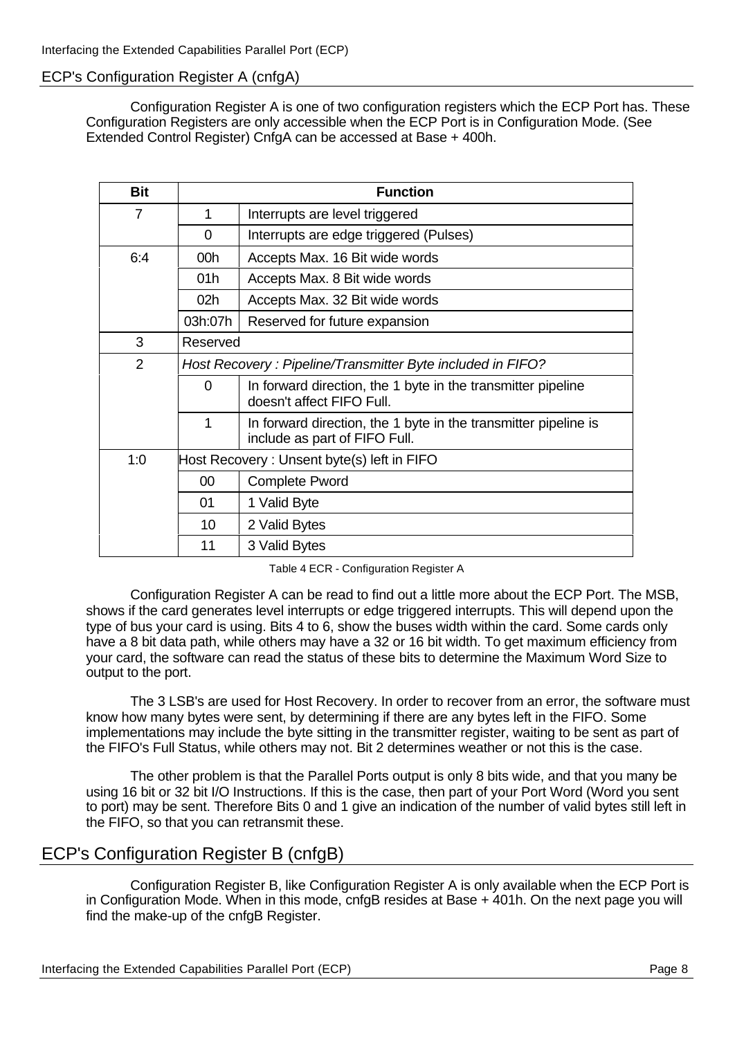## ECP's Configuration Register A (cnfgA)

Configuration Register A is one of two configuration registers which the ECP Port has. These Configuration Registers are only accessible when the ECP Port is in Configuration Mode. (See Extended Control Register) CnfgA can be accessed at Base + 400h.

| Bit | Function | |
|---|---|---|
| 7 | 1 | Interrupts are level triggered |
| | 0 | Interrupts are edge triggered (Pulses) |
| 6:4 | 00h | Accepts Max. 16 Bit wide words |
| | 01h | Accepts Max. 8 Bit wide words |
| | 02h | Accepts Max. 32 Bit wide words |
| | 03h:07h | Reserved for future expansion |
| 3 | Reserved | |
| 2 | *Host Recovery : Pipeline/Transmitter Byte included in FIFO?* | |
| | 0 | In forward direction, the 1 byte in the transmitter pipeline doesn't affect FIFO Full. |
| | 1 | In forward direction, the 1 byte in the transmitter pipeline is include as part of FIFO Full. |
| 1:0 | Host Recovery : Unsent byte(s) left in FIFO | |
| | 00 | Complete Pword |
| | 01 | 1 Valid Byte |
| | 10 | 2 Valid Bytes |
| | 11 | 3 Valid Bytes |

Table 4 ECR - Configuration Register A

Configuration Register A can be read to find out a little more about the ECP Port. The MSB, shows if the card generates level interrupts or edge triggered interrupts. This will depend upon the type of bus your card is using. Bits 4 to 6, show the buses width within the card. Some cards only have a 8 bit data path, while others may have a 32 or 16 bit width. To get maximum efficiency from your card, the software can read the status of these bits to determine the Maximum Word Size to output to the port.

The 3 LSB's are used for Host Recovery. In order to recover from an error, the software must know how many bytes were sent, by determining if there are any bytes left in the FIFO. Some implementations may include the byte sitting in the transmitter register, waiting to be sent as part of the FIFO's Full Status, while others may not. Bit 2 determines weather or not this is the case.

The other problem is that the Parallel Ports output is only 8 bits wide, and that you many be using 16 bit or 32 bit I/O Instructions. If this is the case, then part of your Port Word (Word you sent to port) may be sent. Therefore Bits 0 and 1 give an indication of the number of valid bytes still left in the FIFO, so that you can retransmit these.

## ECP's Configuration Register B (cnfgB)

Configuration Register B, like Configuration Register A is only available when the ECP Port is in Configuration Mode. When in this mode, cnfgB resides at Base + 401h. On the next page you will find the make-up of the cnfgB Register.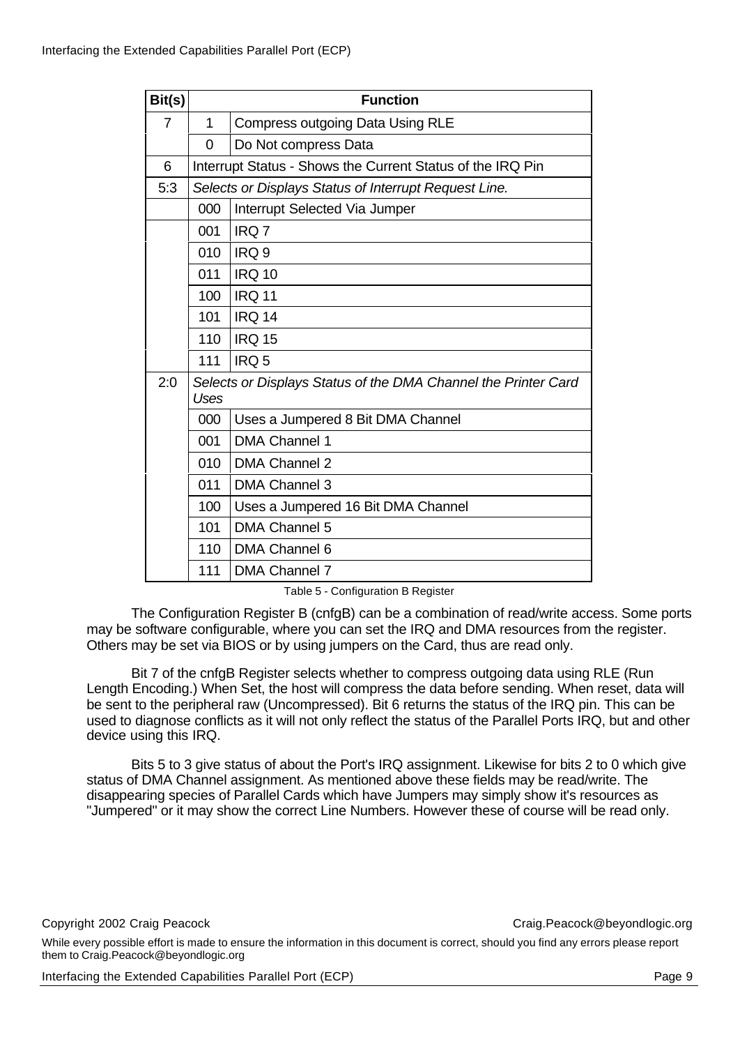| Bit(s) | Function | |
|---|---|---|
| 7 | 1 | Compress outgoing Data Using RLE |
| | 0 | Do Not compress Data |
| 6 | Interrupt Status - Shows the Current Status of the IRQ Pin | |
| 5:3 | *Selects or Displays Status of Interrupt Request Line.* | |
| | 000 | Interrupt Selected Via Jumper |
| | 001 | IRQ 7 |
| | 010 | IRQ 9 |
| | 011 | IRQ 10 |
| | 100 | IRQ 11 |
| | 101 | IRQ 14 |
| | 110 | IRQ 15 |
| | 111 | IRQ 5 |
| 2:0 | *Selects or Displays Status of the DMA Channel the Printer Card Uses* | |
| | 000 | Uses a Jumpered 8 Bit DMA Channel |
| | 001 | DMA Channel 1 |
| | 010 | DMA Channel 2 |
| | 011 | DMA Channel 3 |
| | 100 | Uses a Jumpered 16 Bit DMA Channel |
| | 101 | DMA Channel 5 |
| | 110 | DMA Channel 6 |
| | 111 | DMA Channel 7 |

Table 5 - Configuration B Register

The Configuration Register B (cnfgB) can be a combination of read/write access. Some ports may be software configurable, where you can set the IRQ and DMA resources from the register. Others may be set via BIOS or by using jumpers on the Card, thus are read only.

Bit 7 of the cnfgB Register selects whether to compress outgoing data using RLE (Run Length Encoding.) When Set, the host will compress the data before sending. When reset, data will be sent to the peripheral raw (Uncompressed). Bit 6 returns the status of the IRQ pin. This can be used to diagnose conflicts as it will not only reflect the status of the Parallel Ports IRQ, but and other device using this IRQ.

Bits 5 to 3 give status of about the Port's IRQ assignment. Likewise for bits 2 to 0 which give status of DMA Channel assignment. As mentioned above these fields may be read/write. The disappearing species of Parallel Cards which have Jumpers may simply show it's resources as "Jumpered" or it may show the correct Line Numbers. However these of course will be read only.